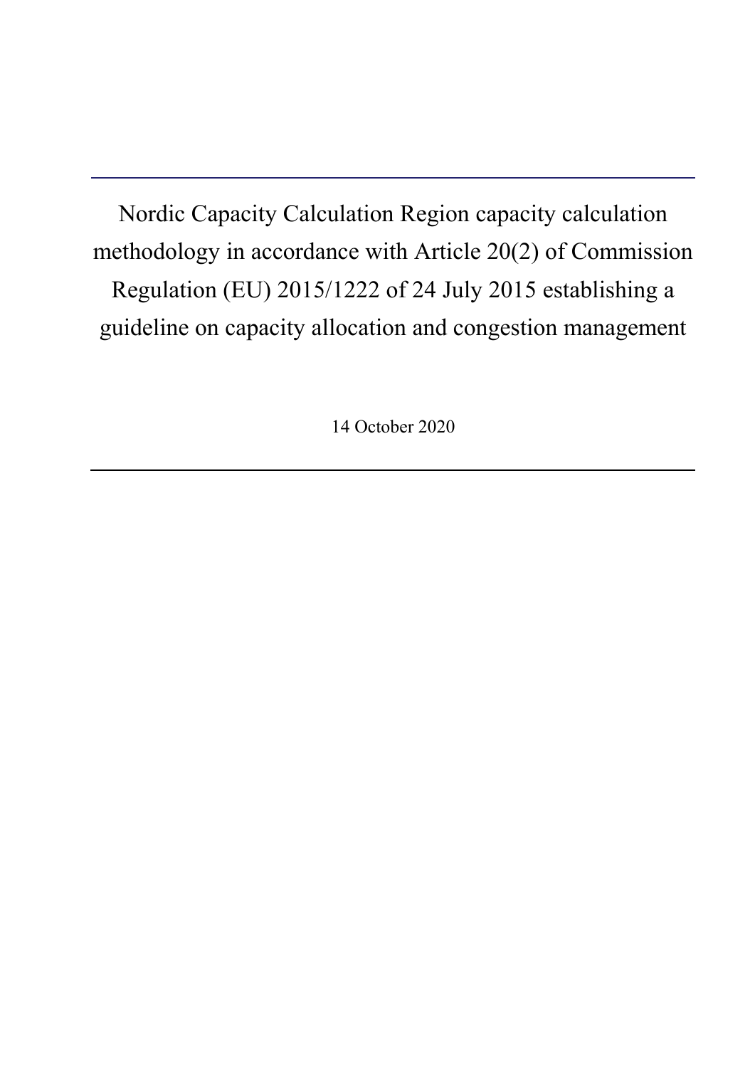# Nordic Capacity Calculation Region capacity calculation methodology in accordance with Article 20(2) of Commission Regulation (EU) 2015/1222 of 24 July 2015 establishing a guideline on capacity allocation and congestion management

14 October 2020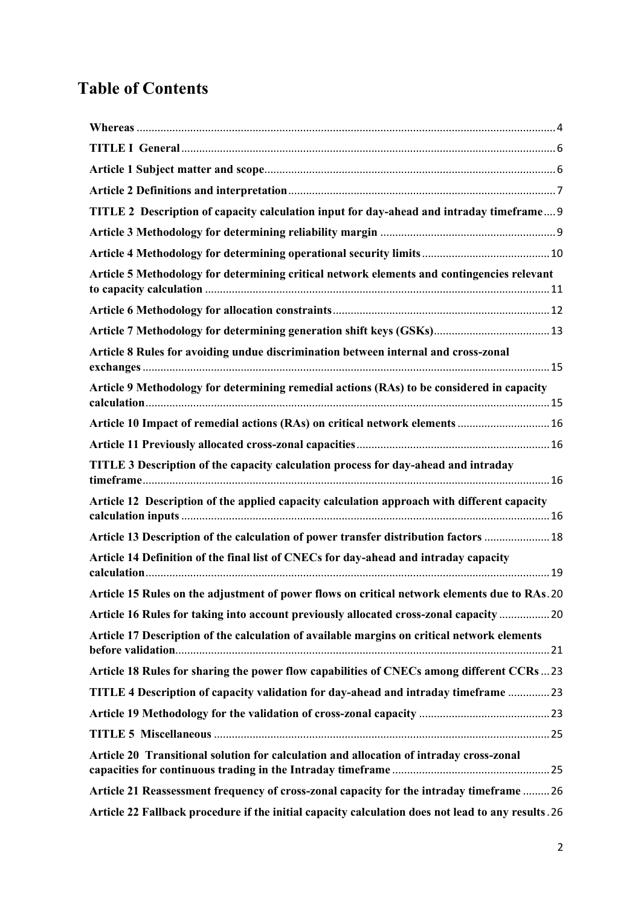# Table of Contents

**Whereas** ........................................................................................................ 4

**TITLE I General** ............................................................................................. 6

**Article 1 Subject matter and scope** ............................................................... 6

**Article 2 Definitions and interpretation** ........................................................ 7

**TITLE 2 Description of capacity calculation input for day-ahead and intraday timeframe** .... 9

**Article 3 Methodology for determining reliability margin** ................................. 9

**Article 4 Methodology for determining operational security limits** ................. 10

**Article 5 Methodology for determining critical network elements and contingencies relevant to capacity calculation** ........................................................................ 11

**Article 6 Methodology for allocation constraints** .............................................. 12

**Article 7 Methodology for determining generation shift keys (GSKs)** ............... 13

**Article 8 Rules for avoiding undue discrimination between internal and cross-zonal exchanges** ........................................................................................................ 15

**Article 9 Methodology for determining remedial actions (RAs) to be considered in capacity calculation** ........................................................................................... 15

**Article 10 Impact of remedial actions (RAs) on critical network elements** ........ 16

**Article 11 Previously allocated cross-zonal capacities** ...................................... 16

**TITLE 3 Description of the capacity calculation process for day-ahead and intraday timeframe** ......................................................................................................... 16

**Article 12 Description of the applied capacity calculation approach with different capacity calculation inputs** ............................................................................................ 16

**Article 13 Description of the calculation of power transfer distribution factors** ...... 18

**Article 14 Definition of the final list of CNECs for day-ahead and intraday capacity calculation** ........................................................................................................ 19

**Article 15 Rules on the adjustment of power flows on critical network elements due to RAs** . 20

**Article 16 Rules for taking into account previously allocated cross-zonal capacity** .......... 20

**Article 17 Description of the calculation of available margins on critical network elements before validation** ............................................................................................. 21

**Article 18 Rules for sharing the power flow capabilities of CNECs among different CCRs** ... 23

**TITLE 4 Description of capacity validation for day-ahead and intraday timeframe** ........ 23

**Article 19 Methodology for the validation of cross-zonal capacity** ........................... 23

**TITLE 5 Miscellaneous** ........................................................................................ 25

**Article 20 Transitional solution for calculation and allocation of intraday cross-zonal capacities for continuous trading in the Intraday timeframe** .......................................... 25

**Article 21 Reassessment frequency of cross-zonal capacity for the intraday timeframe** ......... 26

**Article 22 Fallback procedure if the initial capacity calculation does not lead to any results** . 26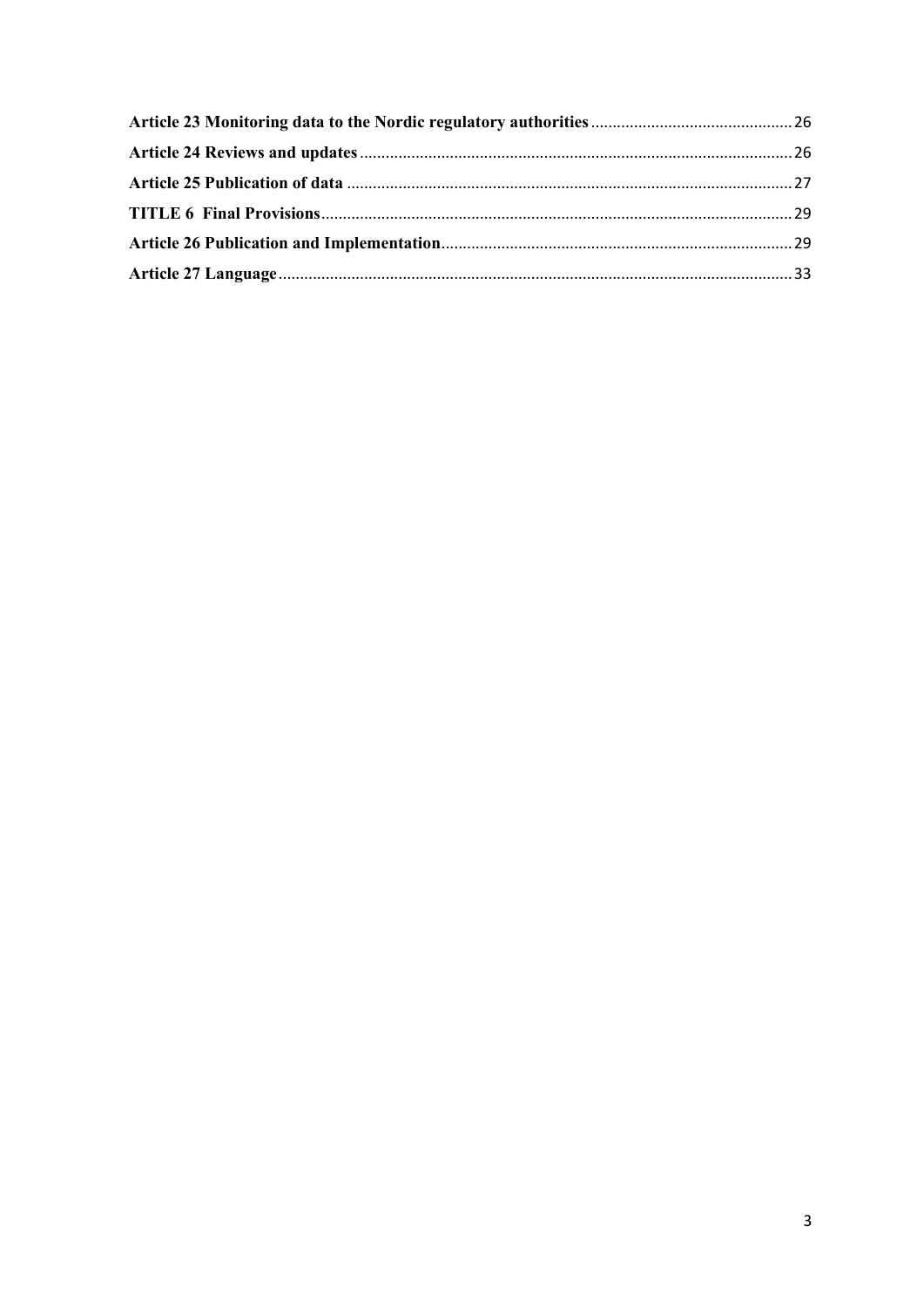**Article 23 Monitoring data to the Nordic regulatory authorities** ........ 26

**Article 24 Reviews and updates** ........ 26

**Article 25 Publication of data** ........ 27

**TITLE 6 Final Provisions** ........ 29

**Article 26 Publication and Implementation** ........ 29

**Article 27 Language** ........ 33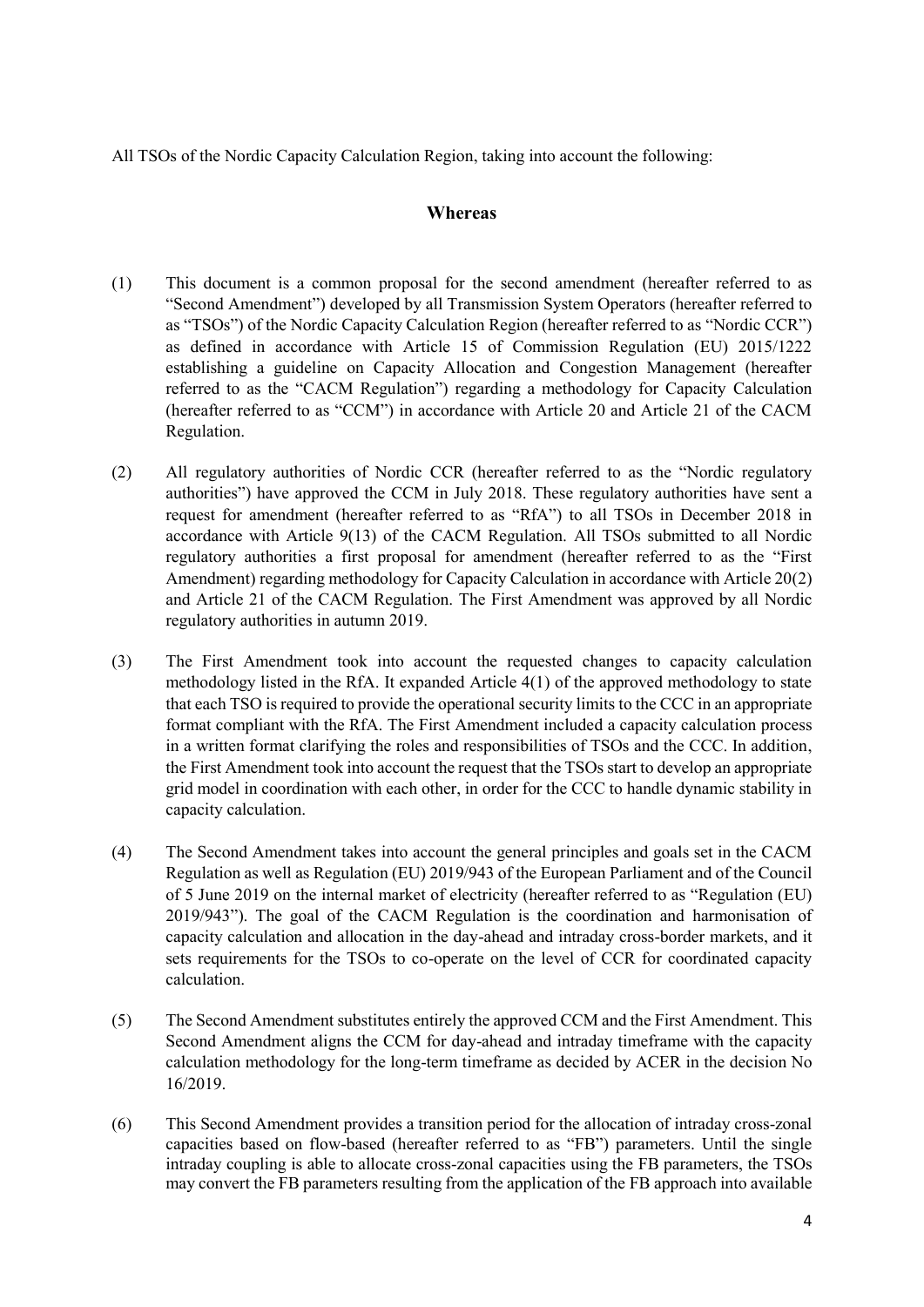All TSOs of the Nordic Capacity Calculation Region, taking into account the following:

## Whereas

(1) This document is a common proposal for the second amendment (hereafter referred to as "Second Amendment") developed by all Transmission System Operators (hereafter referred to as "TSOs") of the Nordic Capacity Calculation Region (hereafter referred to as "Nordic CCR") as defined in accordance with Article 15 of Commission Regulation (EU) 2015/1222 establishing a guideline on Capacity Allocation and Congestion Management (hereafter referred to as the "CACM Regulation") regarding a methodology for Capacity Calculation (hereafter referred to as "CCM") in accordance with Article 20 and Article 21 of the CACM Regulation.

(2) All regulatory authorities of Nordic CCR (hereafter referred to as the "Nordic regulatory authorities") have approved the CCM in July 2018. These regulatory authorities have sent a request for amendment (hereafter referred to as "RfA") to all TSOs in December 2018 in accordance with Article 9(13) of the CACM Regulation. All TSOs submitted to all Nordic regulatory authorities a first proposal for amendment (hereafter referred to as the "First Amendment) regarding methodology for Capacity Calculation in accordance with Article 20(2) and Article 21 of the CACM Regulation. The First Amendment was approved by all Nordic regulatory authorities in autumn 2019.

(3) The First Amendment took into account the requested changes to capacity calculation methodology listed in the RfA. It expanded Article 4(1) of the approved methodology to state that each TSO is required to provide the operational security limits to the CCC in an appropriate format compliant with the RfA. The First Amendment included a capacity calculation process in a written format clarifying the roles and responsibilities of TSOs and the CCC. In addition, the First Amendment took into account the request that the TSOs start to develop an appropriate grid model in coordination with each other, in order for the CCC to handle dynamic stability in capacity calculation.

(4) The Second Amendment takes into account the general principles and goals set in the CACM Regulation as well as Regulation (EU) 2019/943 of the European Parliament and of the Council of 5 June 2019 on the internal market of electricity (hereafter referred to as "Regulation (EU) 2019/943"). The goal of the CACM Regulation is the coordination and harmonisation of capacity calculation and allocation in the day-ahead and intraday cross-border markets, and it sets requirements for the TSOs to co-operate on the level of CCR for coordinated capacity calculation.

(5) The Second Amendment substitutes entirely the approved CCM and the First Amendment. This Second Amendment aligns the CCM for day-ahead and intraday timeframe with the capacity calculation methodology for the long-term timeframe as decided by ACER in the decision No 16/2019.

(6) This Second Amendment provides a transition period for the allocation of intraday cross-zonal capacities based on flow-based (hereafter referred to as "FB") parameters. Until the single intraday coupling is able to allocate cross-zonal capacities using the FB parameters, the TSOs may convert the FB parameters resulting from the application of the FB approach into available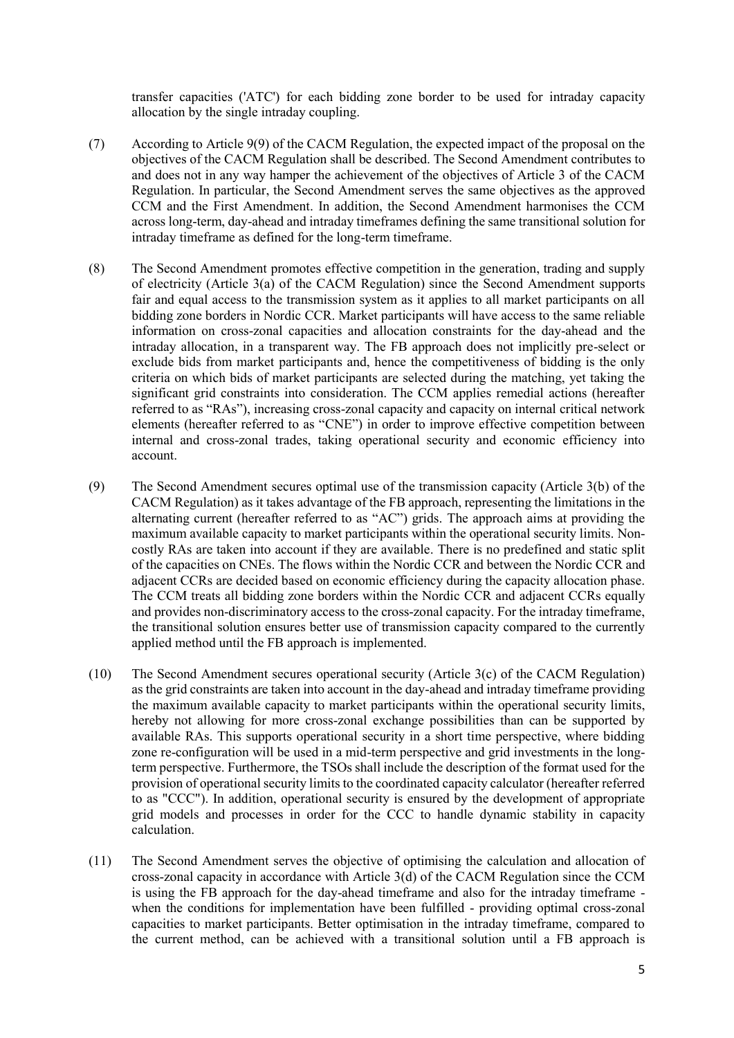transfer capacities ('ATC') for each bidding zone border to be used for intraday capacity allocation by the single intraday coupling.

(7) According to Article 9(9) of the CACM Regulation, the expected impact of the proposal on the objectives of the CACM Regulation shall be described. The Second Amendment contributes to and does not in any way hamper the achievement of the objectives of Article 3 of the CACM Regulation. In particular, the Second Amendment serves the same objectives as the approved CCM and the First Amendment. In addition, the Second Amendment harmonises the CCM across long-term, day-ahead and intraday timeframes defining the same transitional solution for intraday timeframe as defined for the long-term timeframe.

(8) The Second Amendment promotes effective competition in the generation, trading and supply of electricity (Article 3(a) of the CACM Regulation) since the Second Amendment supports fair and equal access to the transmission system as it applies to all market participants on all bidding zone borders in Nordic CCR. Market participants will have access to the same reliable information on cross-zonal capacities and allocation constraints for the day-ahead and the intraday allocation, in a transparent way. The FB approach does not implicitly pre-select or exclude bids from market participants and, hence the competitiveness of bidding is the only criteria on which bids of market participants are selected during the matching, yet taking the significant grid constraints into consideration. The CCM applies remedial actions (hereafter referred to as "RAs"), increasing cross-zonal capacity and capacity on internal critical network elements (hereafter referred to as "CNE") in order to improve effective competition between internal and cross-zonal trades, taking operational security and economic efficiency into account.

(9) The Second Amendment secures optimal use of the transmission capacity (Article 3(b) of the CACM Regulation) as it takes advantage of the FB approach, representing the limitations in the alternating current (hereafter referred to as "AC") grids. The approach aims at providing the maximum available capacity to market participants within the operational security limits. Non-costly RAs are taken into account if they are available. There is no predefined and static split of the capacities on CNEs. The flows within the Nordic CCR and between the Nordic CCR and adjacent CCRs are decided based on economic efficiency during the capacity allocation phase. The CCM treats all bidding zone borders within the Nordic CCR and adjacent CCRs equally and provides non-discriminatory access to the cross-zonal capacity. For the intraday timeframe, the transitional solution ensures better use of transmission capacity compared to the currently applied method until the FB approach is implemented.

(10) The Second Amendment secures operational security (Article 3(c) of the CACM Regulation) as the grid constraints are taken into account in the day-ahead and intraday timeframe providing the maximum available capacity to market participants within the operational security limits, hereby not allowing for more cross-zonal exchange possibilities than can be supported by available RAs. This supports operational security in a short time perspective, where bidding zone re-configuration will be used in a mid-term perspective and grid investments in the long-term perspective. Furthermore, the TSOs shall include the description of the format used for the provision of operational security limits to the coordinated capacity calculator (hereafter referred to as "CCC"). In addition, operational security is ensured by the development of appropriate grid models and processes in order for the CCC to handle dynamic stability in capacity calculation.

(11) The Second Amendment serves the objective of optimising the calculation and allocation of cross-zonal capacity in accordance with Article 3(d) of the CACM Regulation since the CCM is using the FB approach for the day-ahead timeframe and also for the intraday timeframe - when the conditions for implementation have been fulfilled - providing optimal cross-zonal capacities to market participants. Better optimisation in the intraday timeframe, compared to the current method, can be achieved with a transitional solution until a FB approach is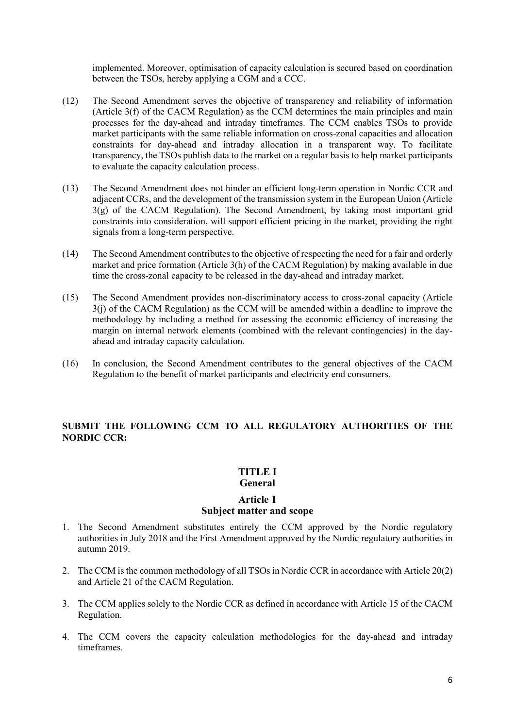implemented. Moreover, optimisation of capacity calculation is secured based on coordination between the TSOs, hereby applying a CGM and a CCC.

(12) The Second Amendment serves the objective of transparency and reliability of information (Article 3(f) of the CACM Regulation) as the CCM determines the main principles and main processes for the day-ahead and intraday timeframes. The CCM enables TSOs to provide market participants with the same reliable information on cross-zonal capacities and allocation constraints for day-ahead and intraday allocation in a transparent way. To facilitate transparency, the TSOs publish data to the market on a regular basis to help market participants to evaluate the capacity calculation process.

(13) The Second Amendment does not hinder an efficient long-term operation in Nordic CCR and adjacent CCRs, and the development of the transmission system in the European Union (Article 3(g) of the CACM Regulation). The Second Amendment, by taking most important grid constraints into consideration, will support efficient pricing in the market, providing the right signals from a long-term perspective.

(14) The Second Amendment contributes to the objective of respecting the need for a fair and orderly market and price formation (Article 3(h) of the CACM Regulation) by making available in due time the cross-zonal capacity to be released in the day-ahead and intraday market.

(15) The Second Amendment provides non-discriminatory access to cross-zonal capacity (Article 3(j) of the CACM Regulation) as the CCM will be amended within a deadline to improve the methodology by including a method for assessing the economic efficiency of increasing the margin on internal network elements (combined with the relevant contingencies) in the day-ahead and intraday capacity calculation.

(16) In conclusion, the Second Amendment contributes to the general objectives of the CACM Regulation to the benefit of market participants and electricity end consumers.

**SUBMIT THE FOLLOWING CCM TO ALL REGULATORY AUTHORITIES OF THE NORDIC CCR:**

## TITLE I
## General

### Article 1
### Subject matter and scope

1. The Second Amendment substitutes entirely the CCM approved by the Nordic regulatory authorities in July 2018 and the First Amendment approved by the Nordic regulatory authorities in autumn 2019.
2. The CCM is the common methodology of all TSOs in Nordic CCR in accordance with Article 20(2) and Article 21 of the CACM Regulation.
3. The CCM applies solely to the Nordic CCR as defined in accordance with Article 15 of the CACM Regulation.
4. The CCM covers the capacity calculation methodologies for the day-ahead and intraday timeframes.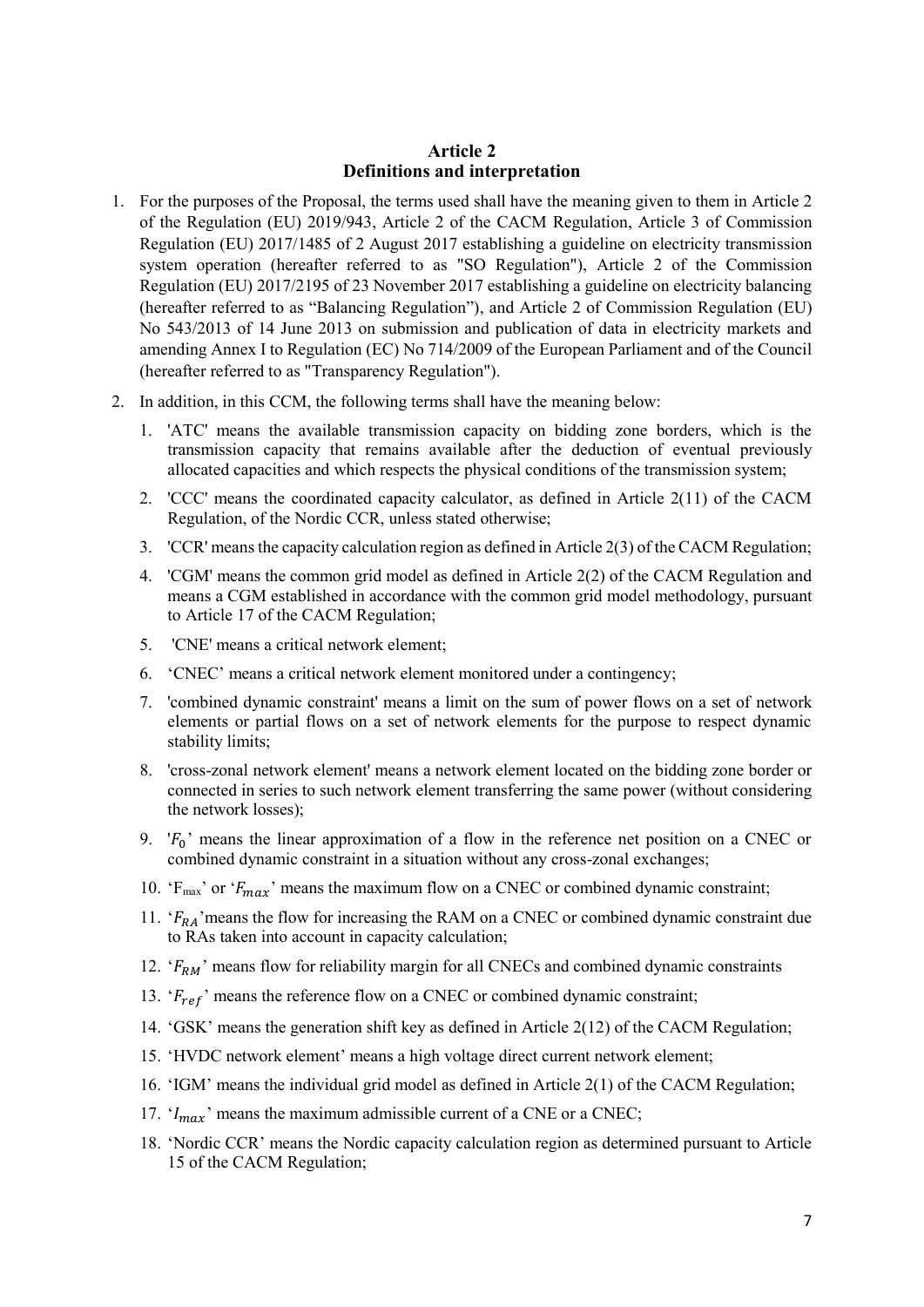# Article 2
## Definitions and interpretation

1. For the purposes of the Proposal, the terms used shall have the meaning given to them in Article 2 of the Regulation (EU) 2019/943, Article 2 of the CACM Regulation, Article 3 of Commission Regulation (EU) 2017/1485 of 2 August 2017 establishing a guideline on electricity transmission system operation (hereafter referred to as "SO Regulation"), Article 2 of the Commission Regulation (EU) 2017/2195 of 23 November 2017 establishing a guideline on electricity balancing (hereafter referred to as "Balancing Regulation"), and Article 2 of Commission Regulation (EU) No 543/2013 of 14 June 2013 on submission and publication of data in electricity markets and amending Annex I to Regulation (EC) No 714/2009 of the European Parliament and of the Council (hereafter referred to as "Transparency Regulation").

2. In addition, in this CCM, the following terms shall have the meaning below:

   1. 'ATC' means the available transmission capacity on bidding zone borders, which is the transmission capacity that remains available after the deduction of eventual previously allocated capacities and which respects the physical conditions of the transmission system;
   2. 'CCC' means the coordinated capacity calculator, as defined in Article 2(11) of the CACM Regulation, of the Nordic CCR, unless stated otherwise;
   3. 'CCR' means the capacity calculation region as defined in Article 2(3) of the CACM Regulation;
   4. 'CGM' means the common grid model as defined in Article 2(2) of the CACM Regulation and means a CGM established in accordance with the common grid model methodology, pursuant to Article 17 of the CACM Regulation;
   5. 'CNE' means a critical network element;
   6. 'CNEC' means a critical network element monitored under a contingency;
   7. 'combined dynamic constraint' means a limit on the sum of power flows on a set of network elements or partial flows on a set of network elements for the purpose to respect dynamic stability limits;
   8. 'cross-zonal network element' means a network element located on the bidding zone border or connected in series to such network element transferring the same power (without considering the network losses);
   9. '$F_0$' means the linear approximation of a flow in the reference net position on a CNEC or combined dynamic constraint in a situation without any cross-zonal exchanges;
   10. '$F_{max}$' or '$F_{max}$' means the maximum flow on a CNEC or combined dynamic constraint;
   11. '$F_{RA}$' means the flow for increasing the RAM on a CNEC or combined dynamic constraint due to RAs taken into account in capacity calculation;
   12. '$F_{RM}$' means flow for reliability margin for all CNECs and combined dynamic constraints
   13. '$F_{ref}$' means the reference flow on a CNEC or combined dynamic constraint;
   14. 'GSK' means the generation shift key as defined in Article 2(12) of the CACM Regulation;
   15. 'HVDC network element' means a high voltage direct current network element;
   16. 'IGM' means the individual grid model as defined in Article 2(1) of the CACM Regulation;
   17. '$I_{max}$' means the maximum admissible current of a CNE or a CNEC;
   18. 'Nordic CCR' means the Nordic capacity calculation region as determined pursuant to Article 15 of the CACM Regulation;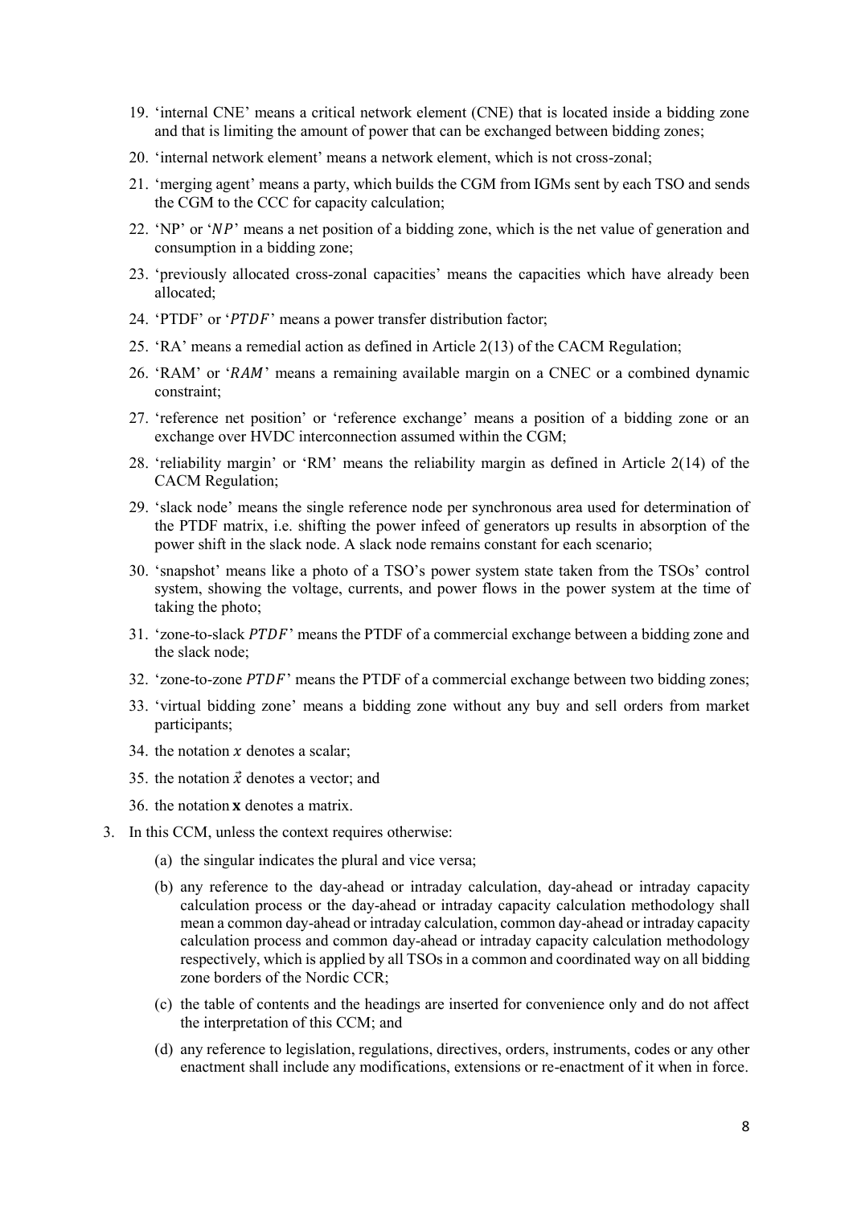19. 'internal CNE' means a critical network element (CNE) that is located inside a bidding zone and that is limiting the amount of power that can be exchanged between bidding zones;
20. 'internal network element' means a network element, which is not cross-zonal;
21. 'merging agent' means a party, which builds the CGM from IGMs sent by each TSO and sends the CGM to the CCC for capacity calculation;
22. 'NP' or '$NP$' means a net position of a bidding zone, which is the net value of generation and consumption in a bidding zone;
23. 'previously allocated cross-zonal capacities' means the capacities which have already been allocated;
24. 'PTDF' or '$PTDF$' means a power transfer distribution factor;
25. 'RA' means a remedial action as defined in Article 2(13) of the CACM Regulation;
26. 'RAM' or '$RAM$' means a remaining available margin on a CNEC or a combined dynamic constraint;
27. 'reference net position' or 'reference exchange' means a position of a bidding zone or an exchange over HVDC interconnection assumed within the CGM;
28. 'reliability margin' or 'RM' means the reliability margin as defined in Article 2(14) of the CACM Regulation;
29. 'slack node' means the single reference node per synchronous area used for determination of the PTDF matrix, i.e. shifting the power infeed of generators up results in absorption of the power shift in the slack node. A slack node remains constant for each scenario;
30. 'snapshot' means like a photo of a TSO's power system state taken from the TSOs' control system, showing the voltage, currents, and power flows in the power system at the time of taking the photo;
31. 'zone-to-slack $PTDF$' means the PTDF of a commercial exchange between a bidding zone and the slack node;
32. 'zone-to-zone $PTDF$' means the PTDF of a commercial exchange between two bidding zones;
33. 'virtual bidding zone' means a bidding zone without any buy and sell orders from market participants;
34. the notation $x$ denotes a scalar;
35. the notation $\vec{x}$ denotes a vector; and
36. the notation $\mathbf{x}$ denotes a matrix.

3. In this CCM, unless the context requires otherwise:
   (a) the singular indicates the plural and vice versa;
   (b) any reference to the day-ahead or intraday calculation, day-ahead or intraday capacity calculation process or the day-ahead or intraday capacity calculation methodology shall mean a common day-ahead or intraday calculation, common day-ahead or intraday capacity calculation process and common day-ahead or intraday capacity calculation methodology respectively, which is applied by all TSOs in a common and coordinated way on all bidding zone borders of the Nordic CCR;
   (c) the table of contents and the headings are inserted for convenience only and do not affect the interpretation of this CCM; and
   (d) any reference to legislation, regulations, directives, orders, instruments, codes or any other enactment shall include any modifications, extensions or re-enactment of it when in force.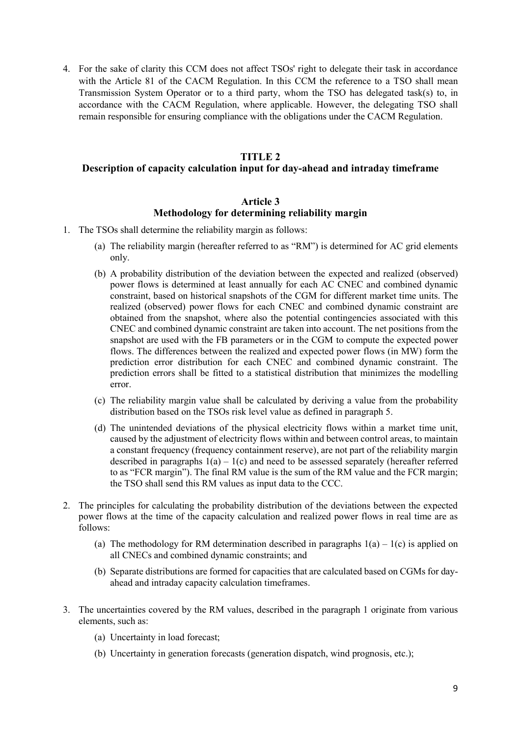4. For the sake of clarity this CCM does not affect TSOs' right to delegate their task in accordance with the Article 81 of the CACM Regulation. In this CCM the reference to a TSO shall mean Transmission System Operator or to a third party, whom the TSO has delegated task(s) to, in accordance with the CACM Regulation, where applicable. However, the delegating TSO shall remain responsible for ensuring compliance with the obligations under the CACM Regulation.

## TITLE 2
## Description of capacity calculation input for day-ahead and intraday timeframe

### Article 3
### Methodology for determining reliability margin

1. The TSOs shall determine the reliability margin as follows:
   (a) The reliability margin (hereafter referred to as "RM") is determined for AC grid elements only.
   (b) A probability distribution of the deviation between the expected and realized (observed) power flows is determined at least annually for each AC CNEC and combined dynamic constraint, based on historical snapshots of the CGM for different market time units. The realized (observed) power flows for each CNEC and combined dynamic constraint are obtained from the snapshot, where also the potential contingencies associated with this CNEC and combined dynamic constraint are taken into account. The net positions from the snapshot are used with the FB parameters or in the CGM to compute the expected power flows. The differences between the realized and expected power flows (in MW) form the prediction error distribution for each CNEC and combined dynamic constraint. The prediction errors shall be fitted to a statistical distribution that minimizes the modelling error.
   (c) The reliability margin value shall be calculated by deriving a value from the probability distribution based on the TSOs risk level value as defined in paragraph 5.
   (d) The unintended deviations of the physical electricity flows within a market time unit, caused by the adjustment of electricity flows within and between control areas, to maintain a constant frequency (frequency containment reserve), are not part of the reliability margin described in paragraphs 1(a) – 1(c) and need to be assessed separately (hereafter referred to as "FCR margin"). The final RM value is the sum of the RM value and the FCR margin; the TSO shall send this RM values as input data to the CCC.

2. The principles for calculating the probability distribution of the deviations between the expected power flows at the time of the capacity calculation and realized power flows in real time are as follows:
   (a) The methodology for RM determination described in paragraphs 1(a) – 1(c) is applied on all CNECs and combined dynamic constraints; and
   (b) Separate distributions are formed for capacities that are calculated based on CGMs for day-ahead and intraday capacity calculation timeframes.

3. The uncertainties covered by the RM values, described in the paragraph 1 originate from various elements, such as:
   (a) Uncertainty in load forecast;
   (b) Uncertainty in generation forecasts (generation dispatch, wind prognosis, etc.);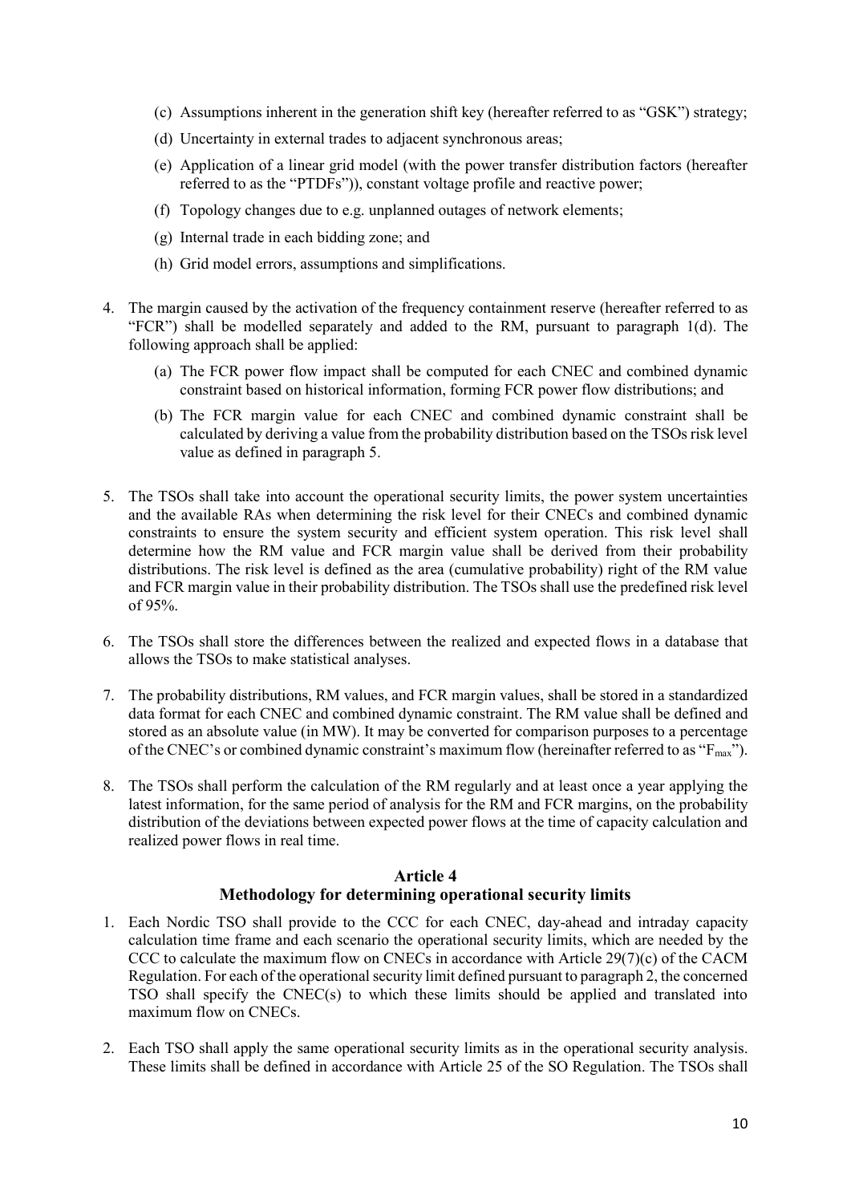(c) Assumptions inherent in the generation shift key (hereafter referred to as "GSK") strategy;

(d) Uncertainty in external trades to adjacent synchronous areas;

(e) Application of a linear grid model (with the power transfer distribution factors (hereafter referred to as the "PTDFs")), constant voltage profile and reactive power;

(f) Topology changes due to e.g. unplanned outages of network elements;

(g) Internal trade in each bidding zone; and

(h) Grid model errors, assumptions and simplifications.

4. The margin caused by the activation of the frequency containment reserve (hereafter referred to as "FCR") shall be modelled separately and added to the RM, pursuant to paragraph 1(d). The following approach shall be applied:

   (a) The FCR power flow impact shall be computed for each CNEC and combined dynamic constraint based on historical information, forming FCR power flow distributions; and

   (b) The FCR margin value for each CNEC and combined dynamic constraint shall be calculated by deriving a value from the probability distribution based on the TSOs risk level value as defined in paragraph 5.

5. The TSOs shall take into account the operational security limits, the power system uncertainties and the available RAs when determining the risk level for their CNECs and combined dynamic constraints to ensure the system security and efficient system operation. This risk level shall determine how the RM value and FCR margin value shall be derived from their probability distributions. The risk level is defined as the area (cumulative probability) right of the RM value and FCR margin value in their probability distribution. The TSOs shall use the predefined risk level of 95%.

6. The TSOs shall store the differences between the realized and expected flows in a database that allows the TSOs to make statistical analyses.

7. The probability distributions, RM values, and FCR margin values, shall be stored in a standardized data format for each CNEC and combined dynamic constraint. The RM value shall be defined and stored as an absolute value (in MW). It may be converted for comparison purposes to a percentage of the CNEC's or combined dynamic constraint's maximum flow (hereinafter referred to as "$F_{max}$").

8. The TSOs shall perform the calculation of the RM regularly and at least once a year applying the latest information, for the same period of analysis for the RM and FCR margins, on the probability distribution of the deviations between expected power flows at the time of capacity calculation and realized power flows in real time.

## Article 4
## Methodology for determining operational security limits

1. Each Nordic TSO shall provide to the CCC for each CNEC, day-ahead and intraday capacity calculation time frame and each scenario the operational security limits, which are needed by the CCC to calculate the maximum flow on CNECs in accordance with Article 29(7)(c) of the CACM Regulation. For each of the operational security limit defined pursuant to paragraph 2, the concerned TSO shall specify the CNEC(s) to which these limits should be applied and translated into maximum flow on CNECs.

2. Each TSO shall apply the same operational security limits as in the operational security analysis. These limits shall be defined in accordance with Article 25 of the SO Regulation. The TSOs shall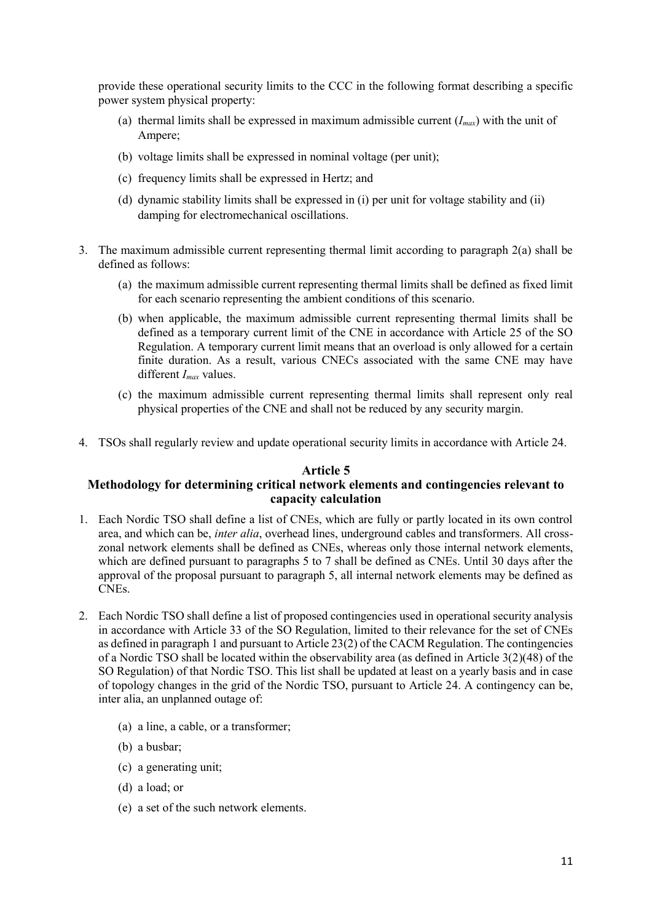provide these operational security limits to the CCC in the following format describing a specific power system physical property:

(a) thermal limits shall be expressed in maximum admissible current ($I_{max}$) with the unit of Ampere;

(b) voltage limits shall be expressed in nominal voltage (per unit);

(c) frequency limits shall be expressed in Hertz; and

(d) dynamic stability limits shall be expressed in (i) per unit for voltage stability and (ii) damping for electromechanical oscillations.

3. The maximum admissible current representing thermal limit according to paragraph 2(a) shall be defined as follows:

   (a) the maximum admissible current representing thermal limits shall be defined as fixed limit for each scenario representing the ambient conditions of this scenario.

   (b) when applicable, the maximum admissible current representing thermal limits shall be defined as a temporary current limit of the CNE in accordance with Article 25 of the SO Regulation. A temporary current limit means that an overload is only allowed for a certain finite duration. As a result, various CNECs associated with the same CNE may have different $I_{max}$ values.

   (c) the maximum admissible current representing thermal limits shall represent only real physical properties of the CNE and shall not be reduced by any security margin.

4. TSOs shall regularly review and update operational security limits in accordance with Article 24.

### Article 5
### Methodology for determining critical network elements and contingencies relevant to capacity calculation

1. Each Nordic TSO shall define a list of CNEs, which are fully or partly located in its own control area, and which can be, *inter alia*, overhead lines, underground cables and transformers. All cross-zonal network elements shall be defined as CNEs, whereas only those internal network elements, which are defined pursuant to paragraphs 5 to 7 shall be defined as CNEs. Until 30 days after the approval of the proposal pursuant to paragraph 5, all internal network elements may be defined as CNEs.

2. Each Nordic TSO shall define a list of proposed contingencies used in operational security analysis in accordance with Article 33 of the SO Regulation, limited to their relevance for the set of CNEs as defined in paragraph 1 and pursuant to Article 23(2) of the CACM Regulation. The contingencies of a Nordic TSO shall be located within the observability area (as defined in Article 3(2)(48) of the SO Regulation) of that Nordic TSO. This list shall be updated at least on a yearly basis and in case of topology changes in the grid of the Nordic TSO, pursuant to Article 24. A contingency can be, inter alia, an unplanned outage of:

   (a) a line, a cable, or a transformer;

   (b) a busbar;

   (c) a generating unit;

   (d) a load; or

   (e) a set of the such network elements.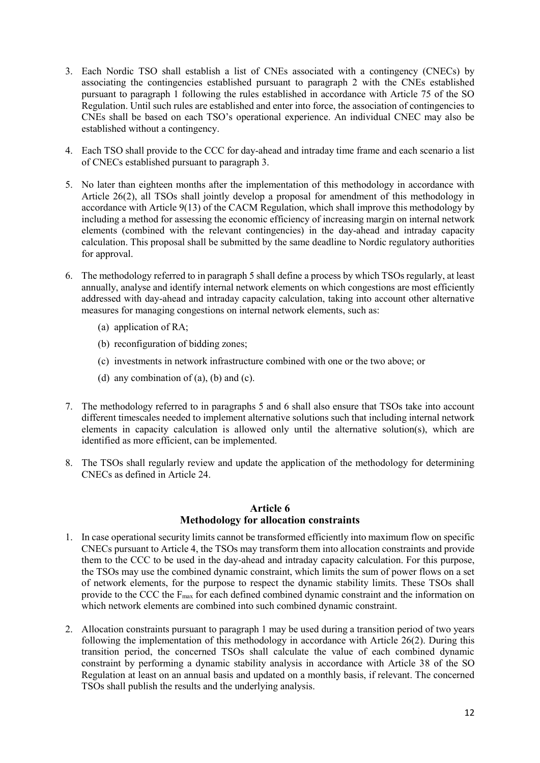3. Each Nordic TSO shall establish a list of CNEs associated with a contingency (CNECs) by associating the contingencies established pursuant to paragraph 2 with the CNEs established pursuant to paragraph 1 following the rules established in accordance with Article 75 of the SO Regulation. Until such rules are established and enter into force, the association of contingencies to CNEs shall be based on each TSO's operational experience. An individual CNEC may also be established without a contingency.

4. Each TSO shall provide to the CCC for day-ahead and intraday time frame and each scenario a list of CNECs established pursuant to paragraph 3.

5. No later than eighteen months after the implementation of this methodology in accordance with Article 26(2), all TSOs shall jointly develop a proposal for amendment of this methodology in accordance with Article 9(13) of the CACM Regulation, which shall improve this methodology by including a method for assessing the economic efficiency of increasing margin on internal network elements (combined with the relevant contingencies) in the day-ahead and intraday capacity calculation. This proposal shall be submitted by the same deadline to Nordic regulatory authorities for approval.

6. The methodology referred to in paragraph 5 shall define a process by which TSOs regularly, at least annually, analyse and identify internal network elements on which congestions are most efficiently addressed with day-ahead and intraday capacity calculation, taking into account other alternative measures for managing congestions on internal network elements, such as:
   (a) application of RA;
   (b) reconfiguration of bidding zones;
   (c) investments in network infrastructure combined with one or the two above; or
   (d) any combination of (a), (b) and (c).

7. The methodology referred to in paragraphs 5 and 6 shall also ensure that TSOs take into account different timescales needed to implement alternative solutions such that including internal network elements in capacity calculation is allowed only until the alternative solution(s), which are identified as more efficient, can be implemented.

8. The TSOs shall regularly review and update the application of the methodology for determining CNECs as defined in Article 24.

## Article 6
## Methodology for allocation constraints

1. In case operational security limits cannot be transformed efficiently into maximum flow on specific CNECs pursuant to Article 4, the TSOs may transform them into allocation constraints and provide them to the CCC to be used in the day-ahead and intraday capacity calculation. For this purpose, the TSOs may use the combined dynamic constraint, which limits the sum of power flows on a set of network elements, for the purpose to respect the dynamic stability limits. These TSOs shall provide to the CCC the $F_{max}$ for each defined combined dynamic constraint and the information on which network elements are combined into such combined dynamic constraint.

2. Allocation constraints pursuant to paragraph 1 may be used during a transition period of two years following the implementation of this methodology in accordance with Article 26(2). During this transition period, the concerned TSOs shall calculate the value of each combined dynamic constraint by performing a dynamic stability analysis in accordance with Article 38 of the SO Regulation at least on an annual basis and updated on a monthly basis, if relevant. The concerned TSOs shall publish the results and the underlying analysis.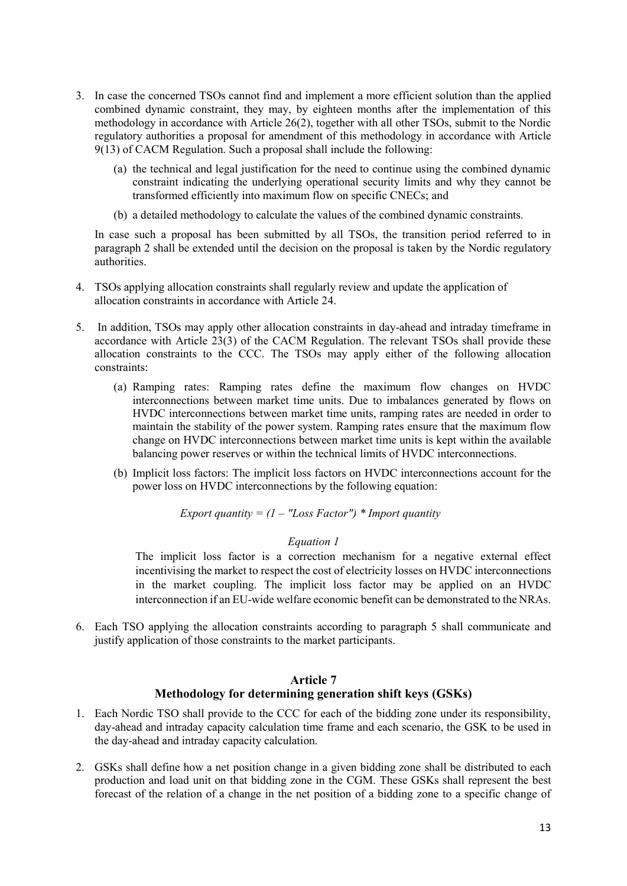3. In case the concerned TSOs cannot find and implement a more efficient solution than the applied combined dynamic constraint, they may, by eighteen months after the implementation of this methodology in accordance with Article 26(2), together with all other TSOs, submit to the Nordic regulatory authorities a proposal for amendment of this methodology in accordance with Article 9(13) of CACM Regulation. Such a proposal shall include the following:

    (a) the technical and legal justification for the need to continue using the combined dynamic constraint indicating the underlying operational security limits and why they cannot be transformed efficiently into maximum flow on specific CNECs; and

    (b) a detailed methodology to calculate the values of the combined dynamic constraints.

    In case such a proposal has been submitted by all TSOs, the transition period referred to in paragraph 2 shall be extended until the decision on the proposal is taken by the Nordic regulatory authorities.

4. TSOs applying allocation constraints shall regularly review and update the application of allocation constraints in accordance with Article 24.

5. In addition, TSOs may apply other allocation constraints in day-ahead and intraday timeframe in accordance with Article 23(3) of the CACM Regulation. The relevant TSOs shall provide these allocation constraints to the CCC. The TSOs may apply either of the following allocation constraints:

    (a) Ramping rates: Ramping rates define the maximum flow changes on HVDC interconnections between market time units. Due to imbalances generated by flows on HVDC interconnections between market time units, ramping rates are needed in order to maintain the stability of the power system. Ramping rates ensure that the maximum flow change on HVDC interconnections between market time units is kept within the available balancing power reserves or within the technical limits of HVDC interconnections.

    (b) Implicit loss factors: The implicit loss factors on HVDC interconnections account for the power loss on HVDC interconnections by the following equation:

    *Export quantity = (1 – "Loss Factor") * Import quantity*

    *Equation 1*

    The implicit loss factor is a correction mechanism for a negative external effect incentivising the market to respect the cost of electricity losses on HVDC interconnections in the market coupling. The implicit loss factor may be applied on an HVDC interconnection if an EU-wide welfare economic benefit can be demonstrated to the NRAs.

6. Each TSO applying the allocation constraints according to paragraph 5 shall communicate and justify application of those constraints to the market participants.

## Article 7
## Methodology for determining generation shift keys (GSKs)

1. Each Nordic TSO shall provide to the CCC for each of the bidding zone under its responsibility, day-ahead and intraday capacity calculation time frame and each scenario, the GSK to be used in the day-ahead and intraday capacity calculation.

2. GSKs shall define how a net position change in a given bidding zone shall be distributed to each production and load unit on that bidding zone in the CGM. These GSKs shall represent the best forecast of the relation of a change in the net position of a bidding zone to a specific change of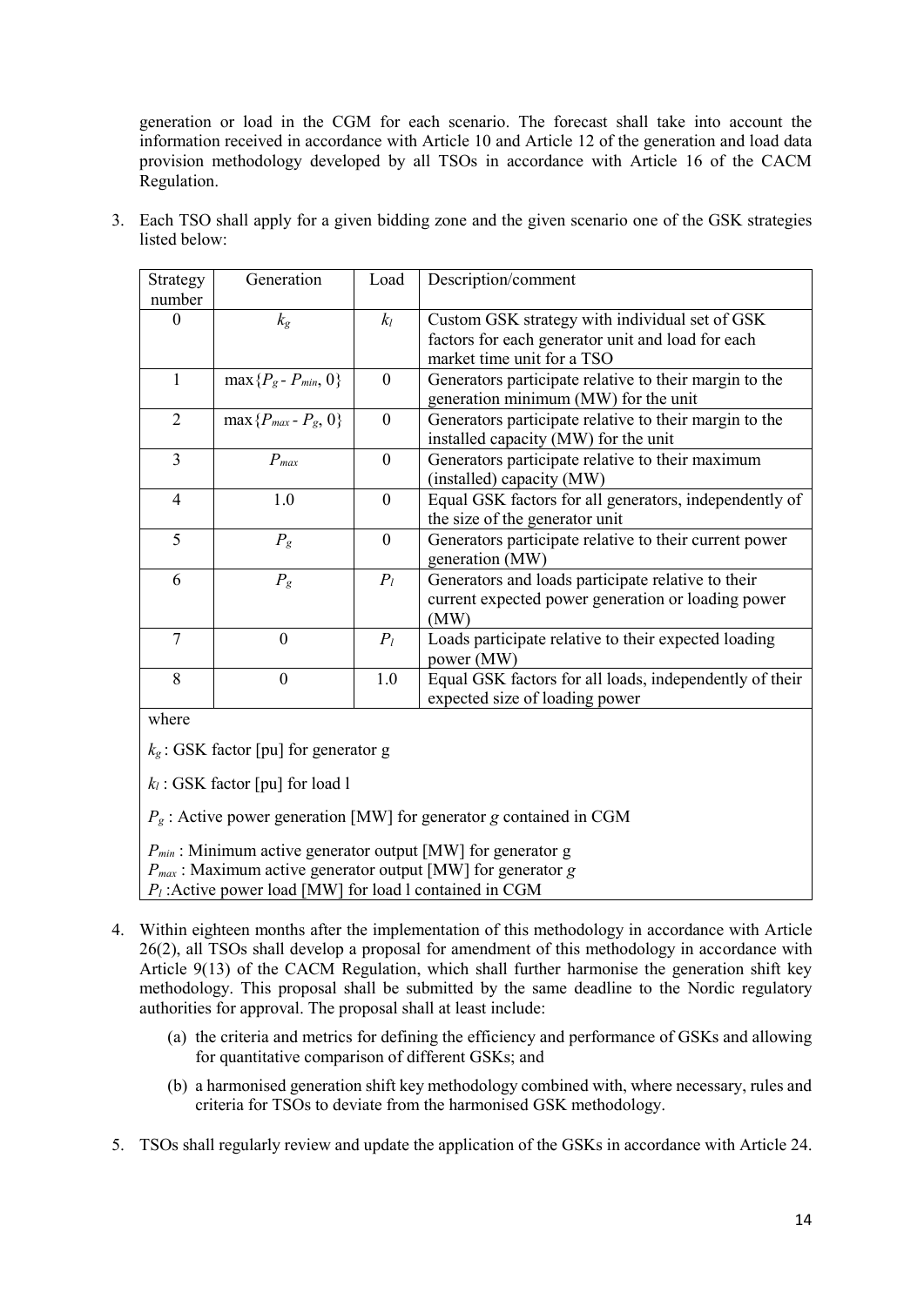generation or load in the CGM for each scenario. The forecast shall take into account the information received in accordance with Article 10 and Article 12 of the generation and load data provision methodology developed by all TSOs in accordance with Article 16 of the CACM Regulation.

3. Each TSO shall apply for a given bidding zone and the given scenario one of the GSK strategies listed below:

| Strategy number | Generation | Load | Description/comment |
|---|---|---|---|
| 0 | $k_g$ | $k_l$ | Custom GSK strategy with individual set of GSK factors for each generator unit and load for each market time unit for a TSO |
| 1 | $\max\{P_g - P_{min}, 0\}$ | 0 | Generators participate relative to their margin to the generation minimum (MW) for the unit |
| 2 | $\max\{P_{max} - P_g, 0\}$ | 0 | Generators participate relative to their margin to the installed capacity (MW) for the unit |
| 3 | $P_{max}$ | 0 | Generators participate relative to their maximum (installed) capacity (MW) |
| 4 | 1.0 | 0 | Equal GSK factors for all generators, independently of the size of the generator unit |
| 5 | $P_g$ | 0 | Generators participate relative to their current power generation (MW) |
| 6 | $P_g$ | $P_l$ | Generators and loads participate relative to their current expected power generation or loading power (MW) |
| 7 | 0 | $P_l$ | Loads participate relative to their expected loading power (MW) |
| 8 | 0 | 1.0 | Equal GSK factors for all loads, independently of their expected size of loading power |

where

$k_g$ : GSK factor [pu] for generator g

$k_l$ : GSK factor [pu] for load l

$P_g$ : Active power generation [MW] for generator *g* contained in CGM

$P_{min}$ : Minimum active generator output [MW] for generator g
$P_{max}$ : Maximum active generator output [MW] for generator *g*
$P_l$ :Active power load [MW] for load l contained in CGM

4. Within eighteen months after the implementation of this methodology in accordance with Article 26(2), all TSOs shall develop a proposal for amendment of this methodology in accordance with Article 9(13) of the CACM Regulation, which shall further harmonise the generation shift key methodology. This proposal shall be submitted by the same deadline to the Nordic regulatory authorities for approval. The proposal shall at least include:

   (a) the criteria and metrics for defining the efficiency and performance of GSKs and allowing for quantitative comparison of different GSKs; and

   (b) a harmonised generation shift key methodology combined with, where necessary, rules and criteria for TSOs to deviate from the harmonised GSK methodology.

5. TSOs shall regularly review and update the application of the GSKs in accordance with Article 24.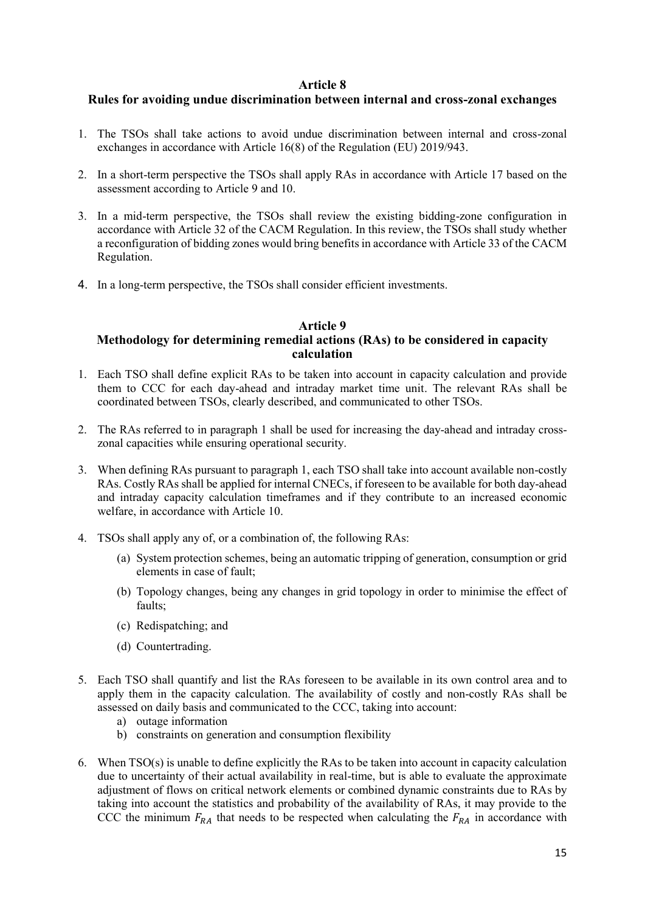## Article 8
## Rules for avoiding undue discrimination between internal and cross-zonal exchanges

1. The TSOs shall take actions to avoid undue discrimination between internal and cross-zonal exchanges in accordance with Article 16(8) of the Regulation (EU) 2019/943.

2. In a short-term perspective the TSOs shall apply RAs in accordance with Article 17 based on the assessment according to Article 9 and 10.

3. In a mid-term perspective, the TSOs shall review the existing bidding-zone configuration in accordance with Article 32 of the CACM Regulation. In this review, the TSOs shall study whether a reconfiguration of bidding zones would bring benefits in accordance with Article 33 of the CACM Regulation.

4. In a long-term perspective, the TSOs shall consider efficient investments.

## Article 9
## Methodology for determining remedial actions (RAs) to be considered in capacity calculation

1. Each TSO shall define explicit RAs to be taken into account in capacity calculation and provide them to CCC for each day-ahead and intraday market time unit. The relevant RAs shall be coordinated between TSOs, clearly described, and communicated to other TSOs.

2. The RAs referred to in paragraph 1 shall be used for increasing the day-ahead and intraday cross-zonal capacities while ensuring operational security.

3. When defining RAs pursuant to paragraph 1, each TSO shall take into account available non-costly RAs. Costly RAs shall be applied for internal CNECs, if foreseen to be available for both day-ahead and intraday capacity calculation timeframes and if they contribute to an increased economic welfare, in accordance with Article 10.

4. TSOs shall apply any of, or a combination of, the following RAs:
   (a) System protection schemes, being an automatic tripping of generation, consumption or grid elements in case of fault;
   (b) Topology changes, being any changes in grid topology in order to minimise the effect of faults;
   (c) Redispatching; and
   (d) Countertrading.

5. Each TSO shall quantify and list the RAs foreseen to be available in its own control area and to apply them in the capacity calculation. The availability of costly and non-costly RAs shall be assessed on daily basis and communicated to the CCC, taking into account:
   a) outage information
   b) constraints on generation and consumption flexibility

6. When TSO(s) is unable to define explicitly the RAs to be taken into account in capacity calculation due to uncertainty of their actual availability in real-time, but is able to evaluate the approximate adjustment of flows on critical network elements or combined dynamic constraints due to RAs by taking into account the statistics and probability of the availability of RAs, it may provide to the CCC the minimum $F_{RA}$ that needs to be respected when calculating the $F_{RA}$ in accordance with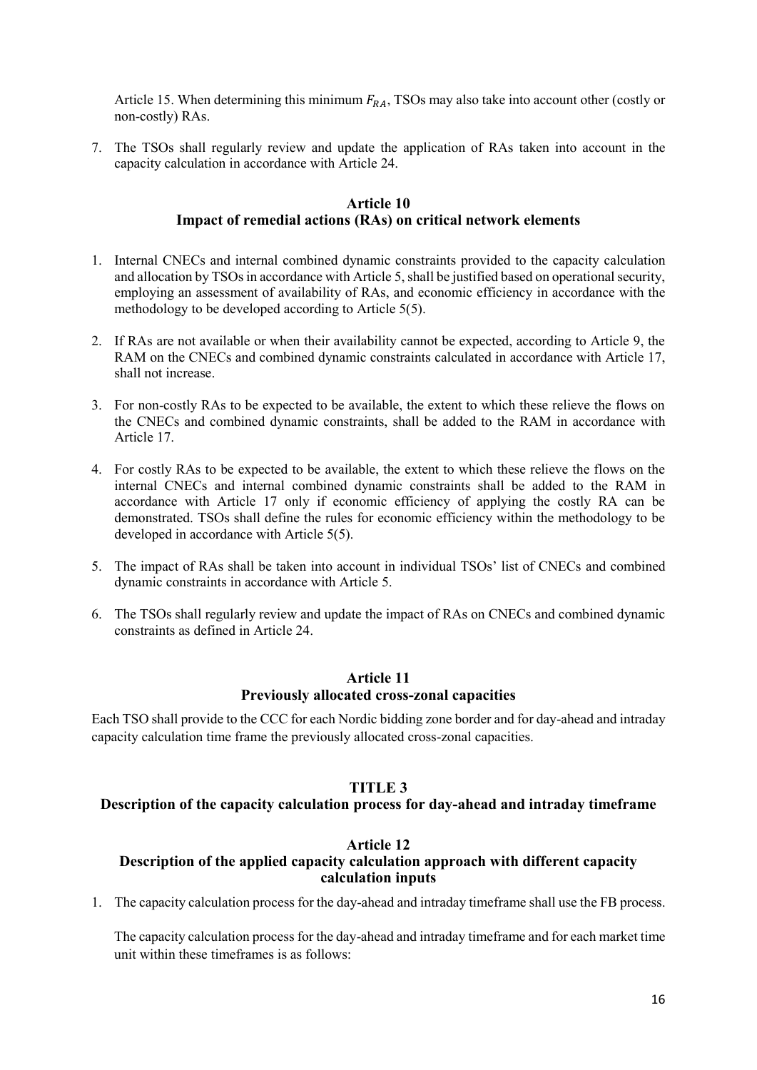Article 15. When determining this minimum $F_{RA}$, TSOs may also take into account other (costly or non-costly) RAs.

7. The TSOs shall regularly review and update the application of RAs taken into account in the capacity calculation in accordance with Article 24.

### Article 10
### Impact of remedial actions (RAs) on critical network elements

1. Internal CNECs and internal combined dynamic constraints provided to the capacity calculation and allocation by TSOs in accordance with Article 5, shall be justified based on operational security, employing an assessment of availability of RAs, and economic efficiency in accordance with the methodology to be developed according to Article 5(5).
2. If RAs are not available or when their availability cannot be expected, according to Article 9, the RAM on the CNECs and combined dynamic constraints calculated in accordance with Article 17, shall not increase.
3. For non-costly RAs to be expected to be available, the extent to which these relieve the flows on the CNECs and combined dynamic constraints, shall be added to the RAM in accordance with Article 17.
4. For costly RAs to be expected to be available, the extent to which these relieve the flows on the internal CNECs and internal combined dynamic constraints shall be added to the RAM in accordance with Article 17 only if economic efficiency of applying the costly RA can be demonstrated. TSOs shall define the rules for economic efficiency within the methodology to be developed in accordance with Article 5(5).
5. The impact of RAs shall be taken into account in individual TSOs' list of CNECs and combined dynamic constraints in accordance with Article 5.
6. The TSOs shall regularly review and update the impact of RAs on CNECs and combined dynamic constraints as defined in Article 24.

### Article 11
### Previously allocated cross-zonal capacities

Each TSO shall provide to the CCC for each Nordic bidding zone border and for day-ahead and intraday capacity calculation time frame the previously allocated cross-zonal capacities.

## TITLE 3
## Description of the capacity calculation process for day-ahead and intraday timeframe

### Article 12
### Description of the applied capacity calculation approach with different capacity calculation inputs

1. The capacity calculation process for the day-ahead and intraday timeframe shall use the FB process.

   The capacity calculation process for the day-ahead and intraday timeframe and for each market time unit within these timeframes is as follows: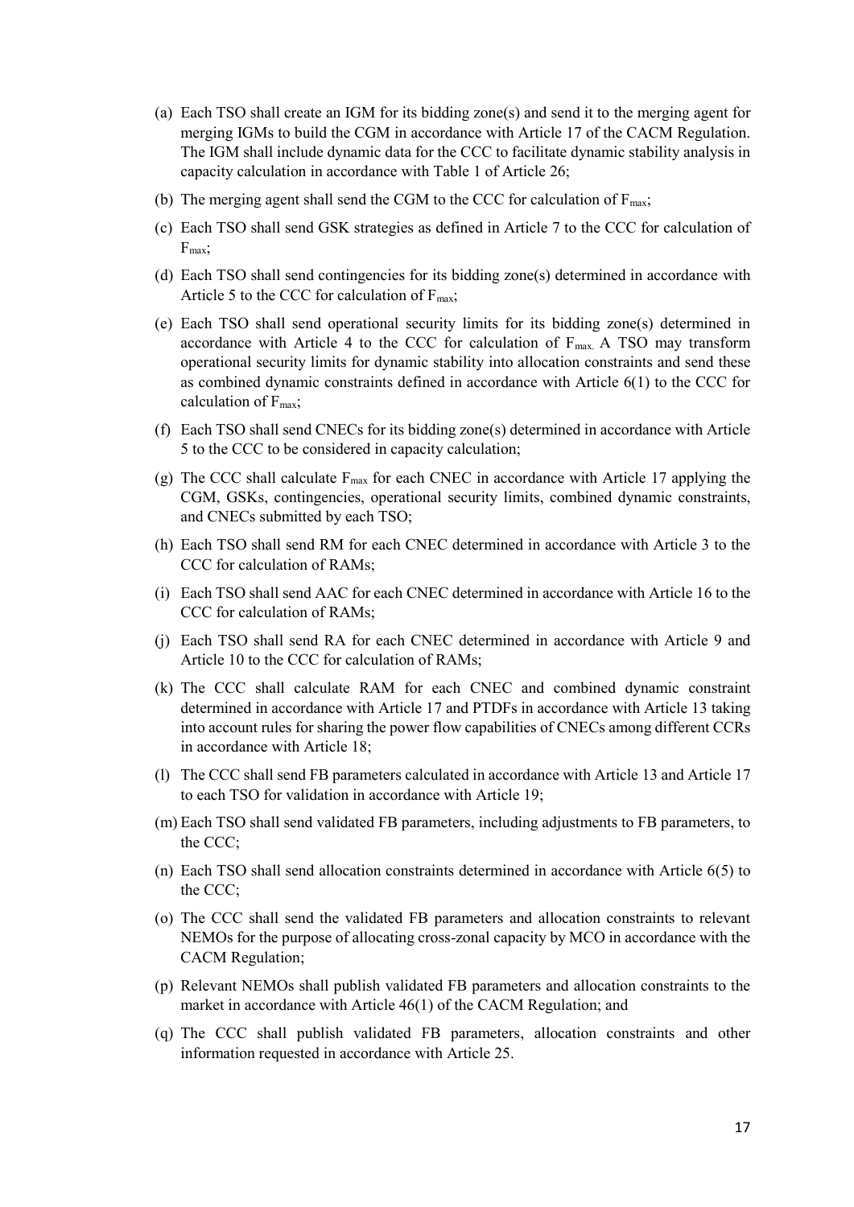(a) Each TSO shall create an IGM for its bidding zone(s) and send it to the merging agent for merging IGMs to build the CGM in accordance with Article 17 of the CACM Regulation. The IGM shall include dynamic data for the CCC to facilitate dynamic stability analysis in capacity calculation in accordance with Table 1 of Article 26;

(b) The merging agent shall send the CGM to the CCC for calculation of $F_{max}$;

(c) Each TSO shall send GSK strategies as defined in Article 7 to the CCC for calculation of $F_{max}$;

(d) Each TSO shall send contingencies for its bidding zone(s) determined in accordance with Article 5 to the CCC for calculation of $F_{max}$;

(e) Each TSO shall send operational security limits for its bidding zone(s) determined in accordance with Article 4 to the CCC for calculation of $F_{max.}$ A TSO may transform operational security limits for dynamic stability into allocation constraints and send these as combined dynamic constraints defined in accordance with Article 6(1) to the CCC for calculation of $F_{max}$;

(f) Each TSO shall send CNECs for its bidding zone(s) determined in accordance with Article 5 to the CCC to be considered in capacity calculation;

(g) The CCC shall calculate $F_{max}$ for each CNEC in accordance with Article 17 applying the CGM, GSKs, contingencies, operational security limits, combined dynamic constraints, and CNECs submitted by each TSO;

(h) Each TSO shall send RM for each CNEC determined in accordance with Article 3 to the CCC for calculation of RAMs;

(i) Each TSO shall send AAC for each CNEC determined in accordance with Article 16 to the CCC for calculation of RAMs;

(j) Each TSO shall send RA for each CNEC determined in accordance with Article 9 and Article 10 to the CCC for calculation of RAMs;

(k) The CCC shall calculate RAM for each CNEC and combined dynamic constraint determined in accordance with Article 17 and PTDFs in accordance with Article 13 taking into account rules for sharing the power flow capabilities of CNECs among different CCRs in accordance with Article 18;

(l) The CCC shall send FB parameters calculated in accordance with Article 13 and Article 17 to each TSO for validation in accordance with Article 19;

(m) Each TSO shall send validated FB parameters, including adjustments to FB parameters, to the CCC;

(n) Each TSO shall send allocation constraints determined in accordance with Article 6(5) to the CCC;

(o) The CCC shall send the validated FB parameters and allocation constraints to relevant NEMOs for the purpose of allocating cross-zonal capacity by MCO in accordance with the CACM Regulation;

(p) Relevant NEMOs shall publish validated FB parameters and allocation constraints to the market in accordance with Article 46(1) of the CACM Regulation; and

(q) The CCC shall publish validated FB parameters, allocation constraints and other information requested in accordance with Article 25.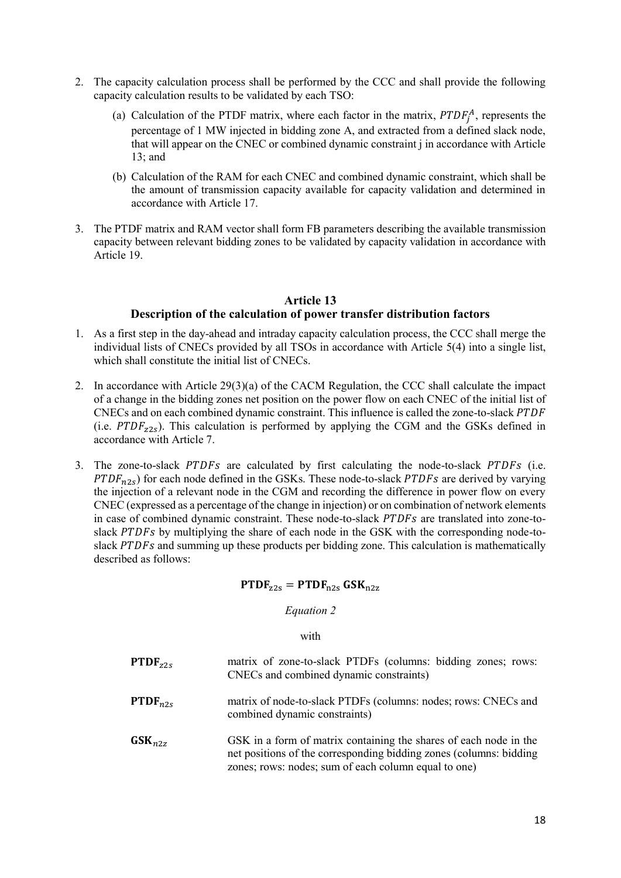2. The capacity calculation process shall be performed by the CCC and shall provide the following capacity calculation results to be validated by each TSO:

   (a) Calculation of the PTDF matrix, where each factor in the matrix, $PTDF_j^A$, represents the percentage of 1 MW injected in bidding zone A, and extracted from a defined slack node, that will appear on the CNEC or combined dynamic constraint j in accordance with Article 13; and

   (b) Calculation of the RAM for each CNEC and combined dynamic constraint, which shall be the amount of transmission capacity available for capacity validation and determined in accordance with Article 17.

3. The PTDF matrix and RAM vector shall form FB parameters describing the available transmission capacity between relevant bidding zones to be validated by capacity validation in accordance with Article 19.

## Article 13
## Description of the calculation of power transfer distribution factors

1. As a first step in the day-ahead and intraday capacity calculation process, the CCC shall merge the individual lists of CNECs provided by all TSOs in accordance with Article 5(4) into a single list, which shall constitute the initial list of CNECs.

2. In accordance with Article 29(3)(a) of the CACM Regulation, the CCC shall calculate the impact of a change in the bidding zones net position on the power flow on each CNEC of the initial list of CNECs and on each combined dynamic constraint. This influence is called the zone-to-slack $PTDF$ (i.e. $PTDF_{z2s}$). This calculation is performed by applying the CGM and the GSKs defined in accordance with Article 7.

3. The zone-to-slack $PTDFs$ are calculated by first calculating the node-to-slack $PTDFs$ (i.e. $PTDF_{n2s}$) for each node defined in the GSKs. These node-to-slack $PTDFs$ are derived by varying the injection of a relevant node in the CGM and recording the difference in power flow on every CNEC (expressed as a percentage of the change in injection) or on combination of network elements in case of combined dynamic constraint. These node-to-slack $PTDFs$ are translated into zone-to-slack $PTDFs$ by multiplying the share of each node in the GSK with the corresponding node-to-slack $PTDFs$ and summing up these products per bidding zone. This calculation is mathematically described as follows:

$$\mathbf{PTDF}_{\mathbf{z2s}} = \mathbf{PTDF}_{\mathbf{n2s}}\ \mathbf{GSK}_{\mathbf{n2z}}$$

*Equation 2*

with

| | |
|---|---|
| $\mathbf{PTDF}_{z2s}$ | matrix of zone-to-slack PTDFs (columns: bidding zones; rows: CNECs and combined dynamic constraints) |
| $\mathbf{PTDF}_{n2s}$ | matrix of node-to-slack PTDFs (columns: nodes; rows: CNECs and combined dynamic constraints) |
| $\mathbf{GSK}_{n2z}$ | GSK in a form of matrix containing the shares of each node in the net positions of the corresponding bidding zones (columns: bidding zones; rows: nodes; sum of each column equal to one) |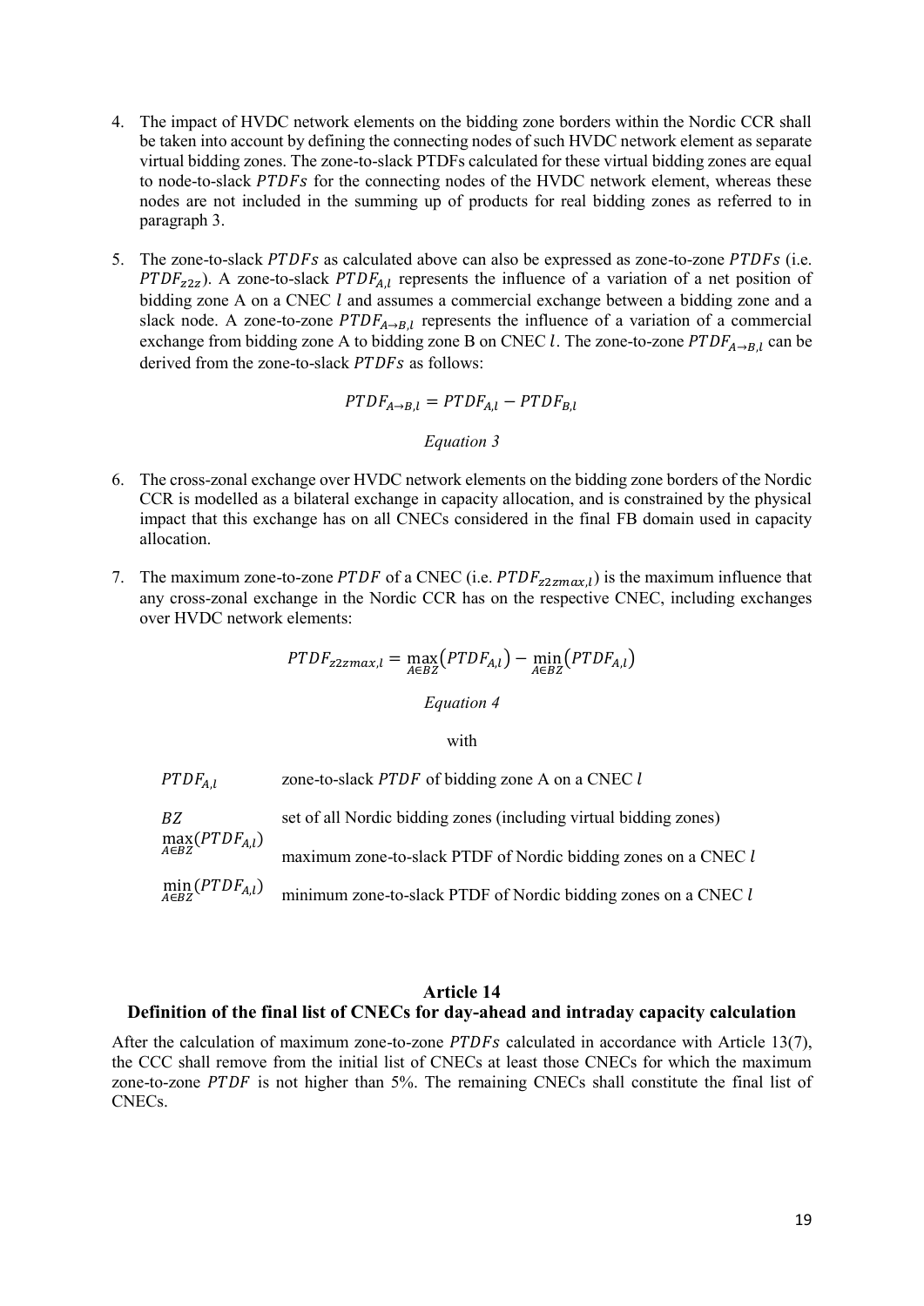4. The impact of HVDC network elements on the bidding zone borders within the Nordic CCR shall be taken into account by defining the connecting nodes of such HVDC network element as separate virtual bidding zones. The zone-to-slack PTDFs calculated for these virtual bidding zones are equal to node-to-slack $PTDFs$ for the connecting nodes of the HVDC network element, whereas these nodes are not included in the summing up of products for real bidding zones as referred to in paragraph 3.

5. The zone-to-slack $PTDFs$ as calculated above can also be expressed as zone-to-zone $PTDFs$ (i.e. $PTDF_{z2z}$). A zone-to-slack $PTDF_{A,l}$ represents the influence of a variation of a net position of bidding zone A on a CNEC $l$ and assumes a commercial exchange between a bidding zone and a slack node. A zone-to-zone $PTDF_{A \rightarrow B,l}$ represents the influence of a variation of a commercial exchange from bidding zone A to bidding zone B on CNEC $l$. The zone-to-zone $PTDF_{A \rightarrow B,l}$ can be derived from the zone-to-slack $PTDFs$ as follows:

$$PTDF_{A \rightarrow B,l} = PTDF_{A,l} - PTDF_{B,l}$$

*Equation 3*

6. The cross-zonal exchange over HVDC network elements on the bidding zone borders of the Nordic CCR is modelled as a bilateral exchange in capacity allocation, and is constrained by the physical impact that this exchange has on all CNECs considered in the final FB domain used in capacity allocation.

7. The maximum zone-to-zone $PTDF$ of a CNEC (i.e. $PTDF_{z2zmax,l}$) is the maximum influence that any cross-zonal exchange in the Nordic CCR has on the respective CNEC, including exchanges over HVDC network elements:

$$PTDF_{z2zmax,l} = \max_{A \in BZ}\left(PTDF_{A,l}\right) - \min_{A \in BZ}\left(PTDF_{A,l}\right)$$

*Equation 4*

with

| | |
|---|---|
| $PTDF_{A,l}$ | zone-to-slack $PTDF$ of bidding zone A on a CNEC $l$ |
| $BZ$ | set of all Nordic bidding zones (including virtual bidding zones) |
| $\max_{A \in BZ}(PTDF_{A,l})$ | maximum zone-to-slack PTDF of Nordic bidding zones on a CNEC $l$ |
| $\min_{A \in BZ}(PTDF_{A,l})$ | minimum zone-to-slack PTDF of Nordic bidding zones on a CNEC $l$ |

## Article 14
## Definition of the final list of CNECs for day-ahead and intraday capacity calculation

After the calculation of maximum zone-to-zone $PTDFs$ calculated in accordance with Article 13(7), the CCC shall remove from the initial list of CNECs at least those CNECs for which the maximum zone-to-zone $PTDF$ is not higher than 5%. The remaining CNECs shall constitute the final list of CNECs.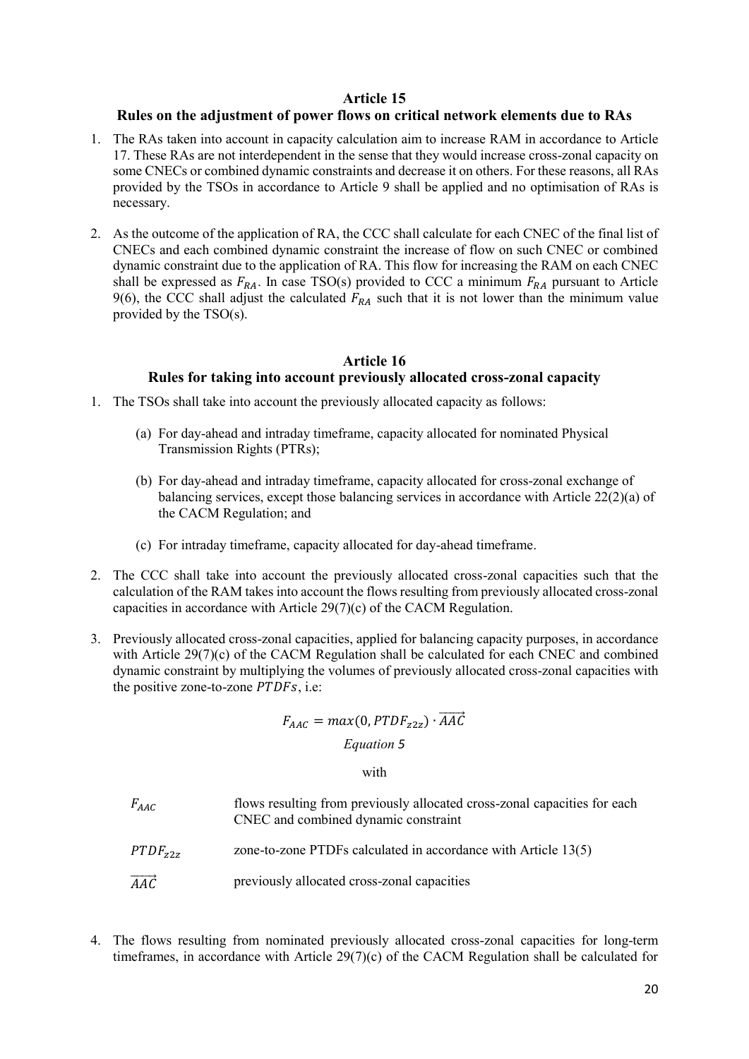## Article 15
## Rules on the adjustment of power flows on critical network elements due to RAs

1. The RAs taken into account in capacity calculation aim to increase RAM in accordance to Article 17. These RAs are not interdependent in the sense that they would increase cross-zonal capacity on some CNECs or combined dynamic constraints and decrease it on others. For these reasons, all RAs provided by the TSOs in accordance to Article 9 shall be applied and no optimisation of RAs is necessary.

2. As the outcome of the application of RA, the CCC shall calculate for each CNEC of the final list of CNECs and each combined dynamic constraint the increase of flow on such CNEC or combined dynamic constraint due to the application of RA. This flow for increasing the RAM on each CNEC shall be expressed as $F_{RA}$. In case TSO(s) provided to CCC a minimum $F_{RA}$ pursuant to Article 9(6), the CCC shall adjust the calculated $F_{RA}$ such that it is not lower than the minimum value provided by the TSO(s).

## Article 16
## Rules for taking into account previously allocated cross-zonal capacity

1. The TSOs shall take into account the previously allocated capacity as follows:

   (a) For day-ahead and intraday timeframe, capacity allocated for nominated Physical Transmission Rights (PTRs);

   (b) For day-ahead and intraday timeframe, capacity allocated for cross-zonal exchange of balancing services, except those balancing services in accordance with Article 22(2)(a) of the CACM Regulation; and

   (c) For intraday timeframe, capacity allocated for day-ahead timeframe.

2. The CCC shall take into account the previously allocated cross-zonal capacities such that the calculation of the RAM takes into account the flows resulting from previously allocated cross-zonal capacities in accordance with Article 29(7)(c) of the CACM Regulation.

3. Previously allocated cross-zonal capacities, applied for balancing capacity purposes, in accordance with Article 29(7)(c) of the CACM Regulation shall be calculated for each CNEC and combined dynamic constraint by multiplying the volumes of previously allocated cross-zonal capacities with the positive zone-to-zone $PTDFs$, i.e:

$$F_{AAC} = max(0, PTDF_{z2z}) \cdot \overrightarrow{AAC}$$

*Equation 5*

with

| | |
|---|---|
| $F_{AAC}$ | flows resulting from previously allocated cross-zonal capacities for each CNEC and combined dynamic constraint |
| $PTDF_{z2z}$ | zone-to-zone PTDFs calculated in accordance with Article 13(5) |
| $\overrightarrow{AAC}$ | previously allocated cross-zonal capacities |

4. The flows resulting from nominated previously allocated cross-zonal capacities for long-term timeframes, in accordance with Article 29(7)(c) of the CACM Regulation shall be calculated for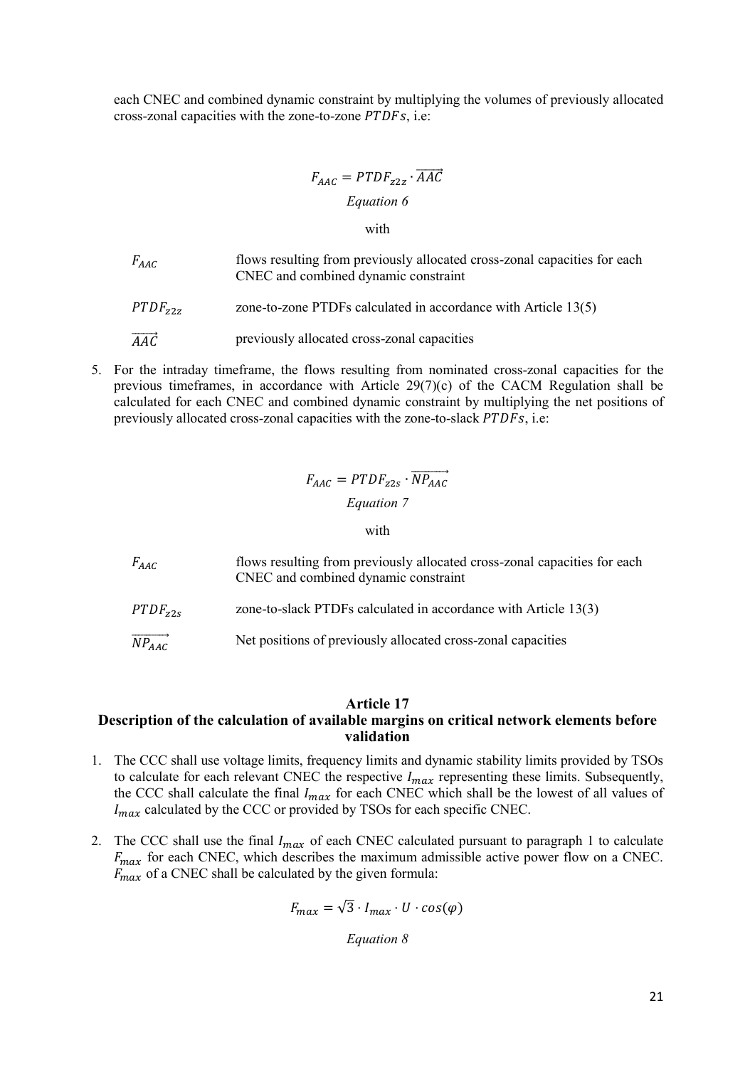each CNEC and combined dynamic constraint by multiplying the volumes of previously allocated cross-zonal capacities with the zone-to-zone $PTDFs$, i.e:

$$F_{AAC} = PTDF_{z2z} \cdot \overrightarrow{AAC}$$

*Equation 6*

with

| | |
|---|---|
| $F_{AAC}$ | flows resulting from previously allocated cross-zonal capacities for each CNEC and combined dynamic constraint |
| $PTDF_{z2z}$ | zone-to-zone PTDFs calculated in accordance with Article 13(5) |
| $\overrightarrow{AAC}$ | previously allocated cross-zonal capacities |

5. For the intraday timeframe, the flows resulting from nominated cross-zonal capacities for the previous timeframes, in accordance with Article 29(7)(c) of the CACM Regulation shall be calculated for each CNEC and combined dynamic constraint by multiplying the net positions of previously allocated cross-zonal capacities with the zone-to-slack $PTDFs$, i.e:

$$F_{AAC} = PTDF_{z2s} \cdot \overrightarrow{NP_{AAC}}$$

*Equation 7*

with

| | |
|---|---|
| $F_{AAC}$ | flows resulting from previously allocated cross-zonal capacities for each CNEC and combined dynamic constraint |
| $PTDF_{z2s}$ | zone-to-slack PTDFs calculated in accordance with Article 13(3) |
| $\overrightarrow{NP_{AAC}}$ | Net positions of previously allocated cross-zonal capacities |

## Article 17
## Description of the calculation of available margins on critical network elements before validation

1. The CCC shall use voltage limits, frequency limits and dynamic stability limits provided by TSOs to calculate for each relevant CNEC the respective $I_{max}$ representing these limits. Subsequently, the CCC shall calculate the final $I_{max}$ for each CNEC which shall be the lowest of all values of $I_{max}$ calculated by the CCC or provided by TSOs for each specific CNEC.

2. The CCC shall use the final $I_{max}$ of each CNEC calculated pursuant to paragraph 1 to calculate $F_{max}$ for each CNEC, which describes the maximum admissible active power flow on a CNEC. $F_{max}$ of a CNEC shall be calculated by the given formula:

$$F_{max} = \sqrt{3} \cdot I_{max} \cdot U \cdot cos(\varphi)$$

*Equation 8*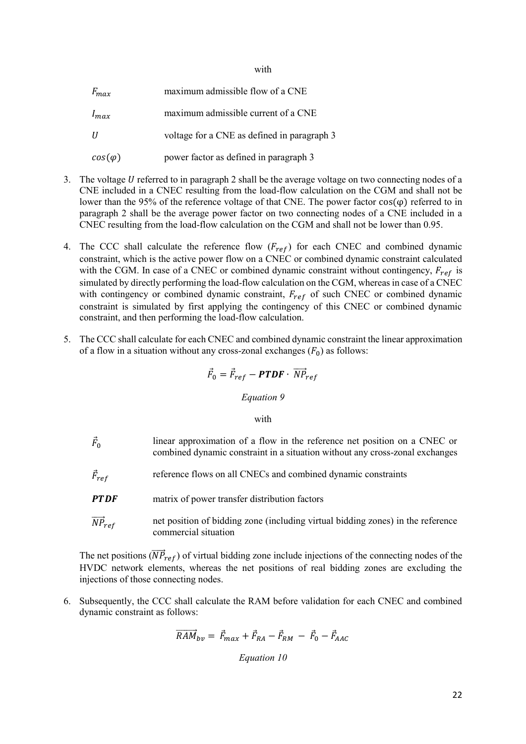with

| | |
|---|---|
| $F_{max}$ | maximum admissible flow of a CNE |
| $I_{max}$ | maximum admissible current of a CNE |
| $U$ | voltage for a CNE as defined in paragraph 3 |
| $cos(\varphi)$ | power factor as defined in paragraph 3 |

3. The voltage $U$ referred to in paragraph 2 shall be the average voltage on two connecting nodes of a CNE included in a CNEC resulting from the load-flow calculation on the CGM and shall not be lower than the 95% of the reference voltage of that CNE. The power factor $\cos(\varphi)$ referred to in paragraph 2 shall be the average power factor on two connecting nodes of a CNE included in a CNEC resulting from the load-flow calculation on the CGM and shall not be lower than 0.95.

4. The CCC shall calculate the reference flow ($F_{ref}$) for each CNEC and combined dynamic constraint, which is the active power flow on a CNEC or combined dynamic constraint calculated with the CGM. In case of a CNEC or combined dynamic constraint without contingency, $F_{ref}$ is simulated by directly performing the load-flow calculation on the CGM, whereas in case of a CNEC with contingency or combined dynamic constraint, $F_{ref}$ of such CNEC or combined dynamic constraint is simulated by first applying the contingency of this CNEC or combined dynamic constraint, and then performing the load-flow calculation.

5. The CCC shall calculate for each CNEC and combined dynamic constraint the linear approximation of a flow in a situation without any cross-zonal exchanges ($F_0$) as follows:

$$\vec{F}_0 = \vec{F}_{ref} - \boldsymbol{PTDF} \cdot \overrightarrow{NP}_{ref}$$

*Equation 9*

with

| | |
|---|---|
| $\vec{F}_0$ | linear approximation of a flow in the reference net position on a CNEC or combined dynamic constraint in a situation without any cross-zonal exchanges |
| $\vec{F}_{ref}$ | reference flows on all CNECs and combined dynamic constraints |
| $\boldsymbol{PTDF}$ | matrix of power transfer distribution factors |
| $\overrightarrow{NP}_{ref}$ | net position of bidding zone (including virtual bidding zones) in the reference commercial situation |

The net positions ($\overrightarrow{NP}_{ref}$) of virtual bidding zone include injections of the connecting nodes of the HVDC network elements, whereas the net positions of real bidding zones are excluding the injections of those connecting nodes.

6. Subsequently, the CCC shall calculate the RAM before validation for each CNEC and combined dynamic constraint as follows:

$$\overrightarrow{RAM}_{bv} = \vec{F}_{max} + \vec{F}_{RA} - \vec{F}_{RM} - \vec{F}_0 - \vec{F}_{AAC}$$

*Equation 10*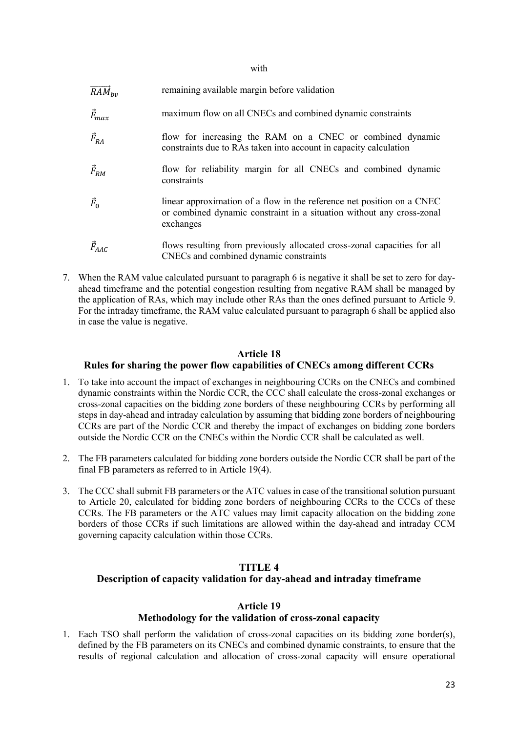with

| | |
|---|---|
| $\overrightarrow{RAM}_{bv}$ | remaining available margin before validation |
| $\vec{F}_{max}$ | maximum flow on all CNECs and combined dynamic constraints |
| $\vec{F}_{RA}$ | flow for increasing the RAM on a CNEC or combined dynamic constraints due to RAs taken into account in capacity calculation |
| $\vec{F}_{RM}$ | flow for reliability margin for all CNECs and combined dynamic constraints |
| $\vec{F}_{0}$ | linear approximation of a flow in the reference net position on a CNEC or combined dynamic constraint in a situation without any cross-zonal exchanges |
| $\vec{F}_{AAC}$ | flows resulting from previously allocated cross-zonal capacities for all CNECs and combined dynamic constraints |

7. When the RAM value calculated pursuant to paragraph 6 is negative it shall be set to zero for day-ahead timeframe and the potential congestion resulting from negative RAM shall be managed by the application of RAs, which may include other RAs than the ones defined pursuant to Article 9. For the intraday timeframe, the RAM value calculated pursuant to paragraph 6 shall be applied also in case the value is negative.

## Article 18
### Rules for sharing the power flow capabilities of CNECs among different CCRs

1. To take into account the impact of exchanges in neighbouring CCRs on the CNECs and combined dynamic constraints within the Nordic CCR, the CCC shall calculate the cross-zonal exchanges or cross-zonal capacities on the bidding zone borders of these neighbouring CCRs by performing all steps in day-ahead and intraday calculation by assuming that bidding zone borders of neighbouring CCRs are part of the Nordic CCR and thereby the impact of exchanges on bidding zone borders outside the Nordic CCR on the CNECs within the Nordic CCR shall be calculated as well.

2. The FB parameters calculated for bidding zone borders outside the Nordic CCR shall be part of the final FB parameters as referred to in Article 19(4).

3. The CCC shall submit FB parameters or the ATC values in case of the transitional solution pursuant to Article 20, calculated for bidding zone borders of neighbouring CCRs to the CCCs of these CCRs. The FB parameters or the ATC values may limit capacity allocation on the bidding zone borders of those CCRs if such limitations are allowed within the day-ahead and intraday CCM governing capacity calculation within those CCRs.

# TITLE 4
## Description of capacity validation for day-ahead and intraday timeframe

## Article 19
### Methodology for the validation of cross-zonal capacity

1. Each TSO shall perform the validation of cross-zonal capacities on its bidding zone border(s), defined by the FB parameters on its CNECs and combined dynamic constraints, to ensure that the results of regional calculation and allocation of cross-zonal capacity will ensure operational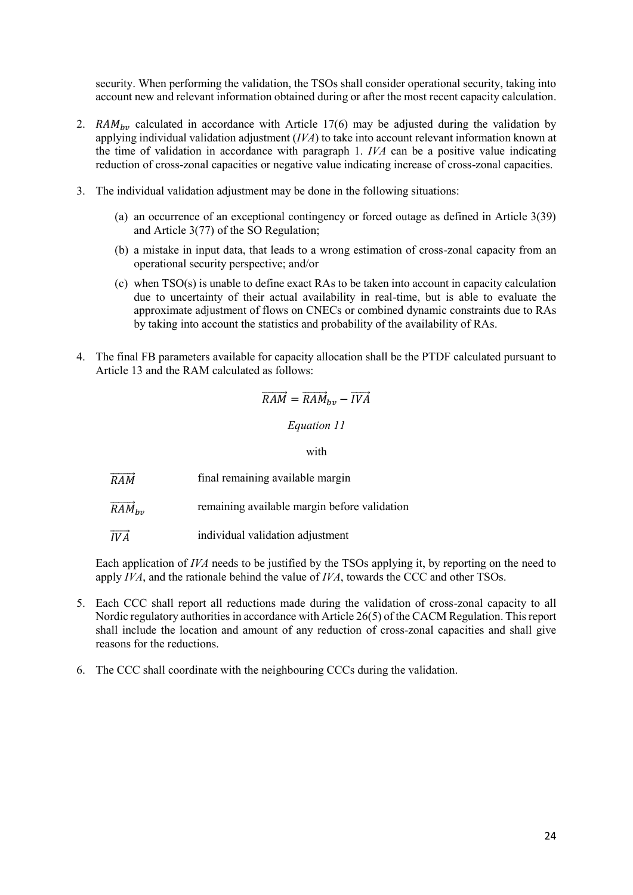security. When performing the validation, the TSOs shall consider operational security, taking into account new and relevant information obtained during or after the most recent capacity calculation.

2. $RAM_{bv}$ calculated in accordance with Article 17(6) may be adjusted during the validation by applying individual validation adjustment (*IVA*) to take into account relevant information known at the time of validation in accordance with paragraph 1. *IVA* can be a positive value indicating reduction of cross-zonal capacities or negative value indicating increase of cross-zonal capacities.

3. The individual validation adjustment may be done in the following situations:

   (a) an occurrence of an exceptional contingency or forced outage as defined in Article 3(39) and Article 3(77) of the SO Regulation;

   (b) a mistake in input data, that leads to a wrong estimation of cross-zonal capacity from an operational security perspective; and/or

   (c) when TSO(s) is unable to define exact RAs to be taken into account in capacity calculation due to uncertainty of their actual availability in real-time, but is able to evaluate the approximate adjustment of flows on CNECs or combined dynamic constraints due to RAs by taking into account the statistics and probability of the availability of RAs.

4. The final FB parameters available for capacity allocation shall be the PTDF calculated pursuant to Article 13 and the RAM calculated as follows:

$$\overrightarrow{RAM} = \overrightarrow{RAM}_{bv} - \overrightarrow{IVA}$$

*Equation 11*

with

| | |
|---|---|
| $\overrightarrow{RAM}$ | final remaining available margin |
| $\overrightarrow{RAM}_{bv}$ | remaining available margin before validation |
| $\overrightarrow{IVA}$ | individual validation adjustment |

Each application of *IVA* needs to be justified by the TSOs applying it, by reporting on the need to apply *IVA*, and the rationale behind the value of *IVA*, towards the CCC and other TSOs.

5. Each CCC shall report all reductions made during the validation of cross-zonal capacity to all Nordic regulatory authorities in accordance with Article 26(5) of the CACM Regulation. This report shall include the location and amount of any reduction of cross-zonal capacities and shall give reasons for the reductions.

6. The CCC shall coordinate with the neighbouring CCCs during the validation.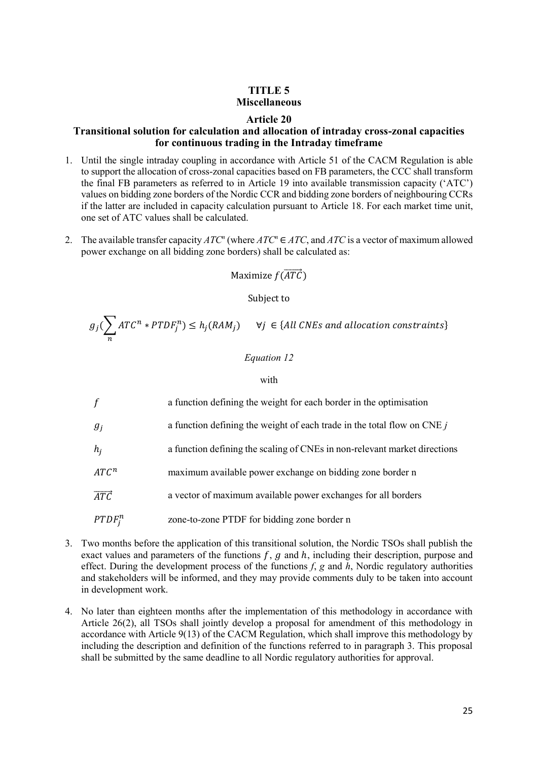# TITLE 5
# Miscellaneous

## Article 20
## Transitional solution for calculation and allocation of intraday cross-zonal capacities for continuous trading in the Intraday timeframe

1. Until the single intraday coupling in accordance with Article 51 of the CACM Regulation is able to support the allocation of cross-zonal capacities based on FB parameters, the CCC shall transform the final FB parameters as referred to in Article 19 into available transmission capacity ('ATC') values on bidding zone borders of the Nordic CCR and bidding zone borders of neighbouring CCRs if the latter are included in capacity calculation pursuant to Article 18. For each market time unit, one set of ATC values shall be calculated.

2. The available transfer capacity $ATC^n$ (where $ATC^n \in ATC$, and $ATC$ is a vector of maximum allowed power exchange on all bidding zone borders) shall be calculated as:

$$\text{Maximize } f(\overrightarrow{ATC})$$

Subject to

$$g_j\left(\sum_n ATC^n * PTDF_j^n\right) \leq h_j(RAM_j) \qquad \forall j \in \{All\ CNEs\ and\ allocation\ constraints\}$$

*Equation 12*

with

| | |
|---|---|
| $f$ | a function defining the weight for each border in the optimisation |
| $g_j$ | a function defining the weight of each trade in the total flow on CNE *j* |
| $h_j$ | a function defining the scaling of CNEs in non-relevant market directions |
| $ATC^n$ | maximum available power exchange on bidding zone border n |
| $\overrightarrow{ATC}$ | a vector of maximum available power exchanges for all borders |
| $PTDF_j^n$ | zone-to-zone PTDF for bidding zone border n |

3. Two months before the application of this transitional solution, the Nordic TSOs shall publish the exact values and parameters of the functions $f$, $g$ and $h$, including their description, purpose and effect. During the development process of the functions *f*, *g* and *h*, Nordic regulatory authorities and stakeholders will be informed, and they may provide comments duly to be taken into account in development work.

4. No later than eighteen months after the implementation of this methodology in accordance with Article 26(2), all TSOs shall jointly develop a proposal for amendment of this methodology in accordance with Article 9(13) of the CACM Regulation, which shall improve this methodology by including the description and definition of the functions referred to in paragraph 3. This proposal shall be submitted by the same deadline to all Nordic regulatory authorities for approval.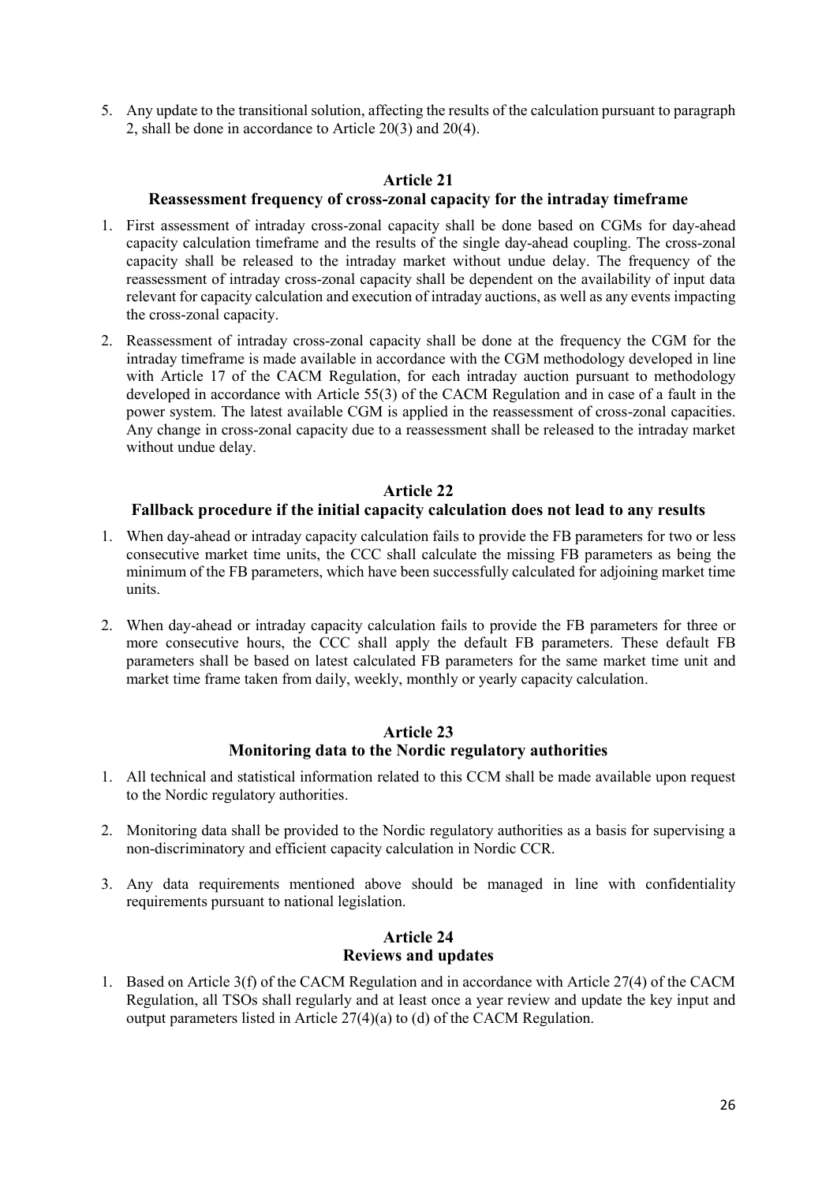5. Any update to the transitional solution, affecting the results of the calculation pursuant to paragraph 2, shall be done in accordance to Article 20(3) and 20(4).

## Article 21
## Reassessment frequency of cross-zonal capacity for the intraday timeframe

1. First assessment of intraday cross-zonal capacity shall be done based on CGMs for day-ahead capacity calculation timeframe and the results of the single day-ahead coupling. The cross-zonal capacity shall be released to the intraday market without undue delay. The frequency of the reassessment of intraday cross-zonal capacity shall be dependent on the availability of input data relevant for capacity calculation and execution of intraday auctions, as well as any events impacting the cross-zonal capacity.
2. Reassessment of intraday cross-zonal capacity shall be done at the frequency the CGM for the intraday timeframe is made available in accordance with the CGM methodology developed in line with Article 17 of the CACM Regulation, for each intraday auction pursuant to methodology developed in accordance with Article 55(3) of the CACM Regulation and in case of a fault in the power system. The latest available CGM is applied in the reassessment of cross-zonal capacities. Any change in cross-zonal capacity due to a reassessment shall be released to the intraday market without undue delay.

## Article 22
## Fallback procedure if the initial capacity calculation does not lead to any results

1. When day-ahead or intraday capacity calculation fails to provide the FB parameters for two or less consecutive market time units, the CCC shall calculate the missing FB parameters as being the minimum of the FB parameters, which have been successfully calculated for adjoining market time units.
2. When day-ahead or intraday capacity calculation fails to provide the FB parameters for three or more consecutive hours, the CCC shall apply the default FB parameters. These default FB parameters shall be based on latest calculated FB parameters for the same market time unit and market time frame taken from daily, weekly, monthly or yearly capacity calculation.

## Article 23
## Monitoring data to the Nordic regulatory authorities

1. All technical and statistical information related to this CCM shall be made available upon request to the Nordic regulatory authorities.
2. Monitoring data shall be provided to the Nordic regulatory authorities as a basis for supervising a non-discriminatory and efficient capacity calculation in Nordic CCR.
3. Any data requirements mentioned above should be managed in line with confidentiality requirements pursuant to national legislation.

## Article 24
## Reviews and updates

1. Based on Article 3(f) of the CACM Regulation and in accordance with Article 27(4) of the CACM Regulation, all TSOs shall regularly and at least once a year review and update the key input and output parameters listed in Article 27(4)(a) to (d) of the CACM Regulation.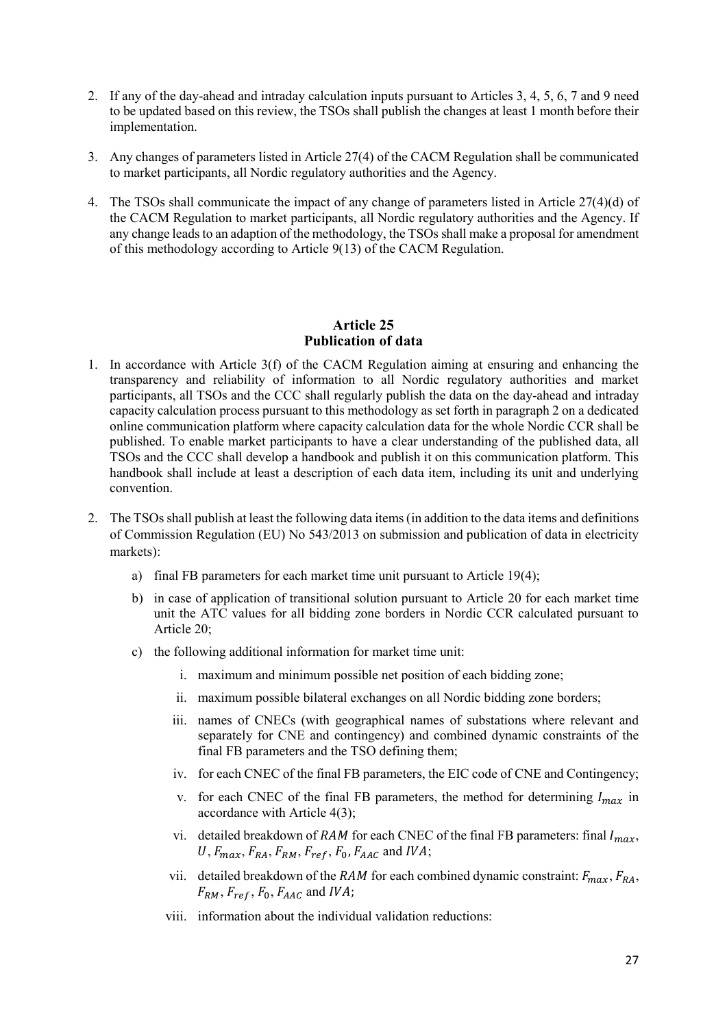2. If any of the day-ahead and intraday calculation inputs pursuant to Articles 3, 4, 5, 6, 7 and 9 need to be updated based on this review, the TSOs shall publish the changes at least 1 month before their implementation.

3. Any changes of parameters listed in Article 27(4) of the CACM Regulation shall be communicated to market participants, all Nordic regulatory authorities and the Agency.

4. The TSOs shall communicate the impact of any change of parameters listed in Article 27(4)(d) of the CACM Regulation to market participants, all Nordic regulatory authorities and the Agency. If any change leads to an adaption of the methodology, the TSOs shall make a proposal for amendment of this methodology according to Article 9(13) of the CACM Regulation.

## Article 25
## Publication of data

1. In accordance with Article 3(f) of the CACM Regulation aiming at ensuring and enhancing the transparency and reliability of information to all Nordic regulatory authorities and market participants, all TSOs and the CCC shall regularly publish the data on the day-ahead and intraday capacity calculation process pursuant to this methodology as set forth in paragraph 2 on a dedicated online communication platform where capacity calculation data for the whole Nordic CCR shall be published. To enable market participants to have a clear understanding of the published data, all TSOs and the CCC shall develop a handbook and publish it on this communication platform. This handbook shall include at least a description of each data item, including its unit and underlying convention.

2. The TSOs shall publish at least the following data items (in addition to the data items and definitions of Commission Regulation (EU) No 543/2013 on submission and publication of data in electricity markets):

   a) final FB parameters for each market time unit pursuant to Article 19(4);

   b) in case of application of transitional solution pursuant to Article 20 for each market time unit the ATC values for all bidding zone borders in Nordic CCR calculated pursuant to Article 20;

   c) the following additional information for market time unit:

      i. maximum and minimum possible net position of each bidding zone;

      ii. maximum possible bilateral exchanges on all Nordic bidding zone borders;

      iii. names of CNECs (with geographical names of substations where relevant and separately for CNE and contingency) and combined dynamic constraints of the final FB parameters and the TSO defining them;

      iv. for each CNEC of the final FB parameters, the EIC code of CNE and Contingency;

      v. for each CNEC of the final FB parameters, the method for determining $I_{max}$ in accordance with Article 4(3);

      vi. detailed breakdown of $RAM$ for each CNEC of the final FB parameters: final $I_{max}$, $U$, $F_{max}$, $F_{RA}$, $F_{RM}$, $F_{ref}$, $F_0$, $F_{AAC}$ and $IVA$;

      vii. detailed breakdown of the $RAM$ for each combined dynamic constraint: $F_{max}$, $F_{RA}$, $F_{RM}$, $F_{ref}$, $F_0$, $F_{AAC}$ and $IVA$;

      viii. information about the individual validation reductions: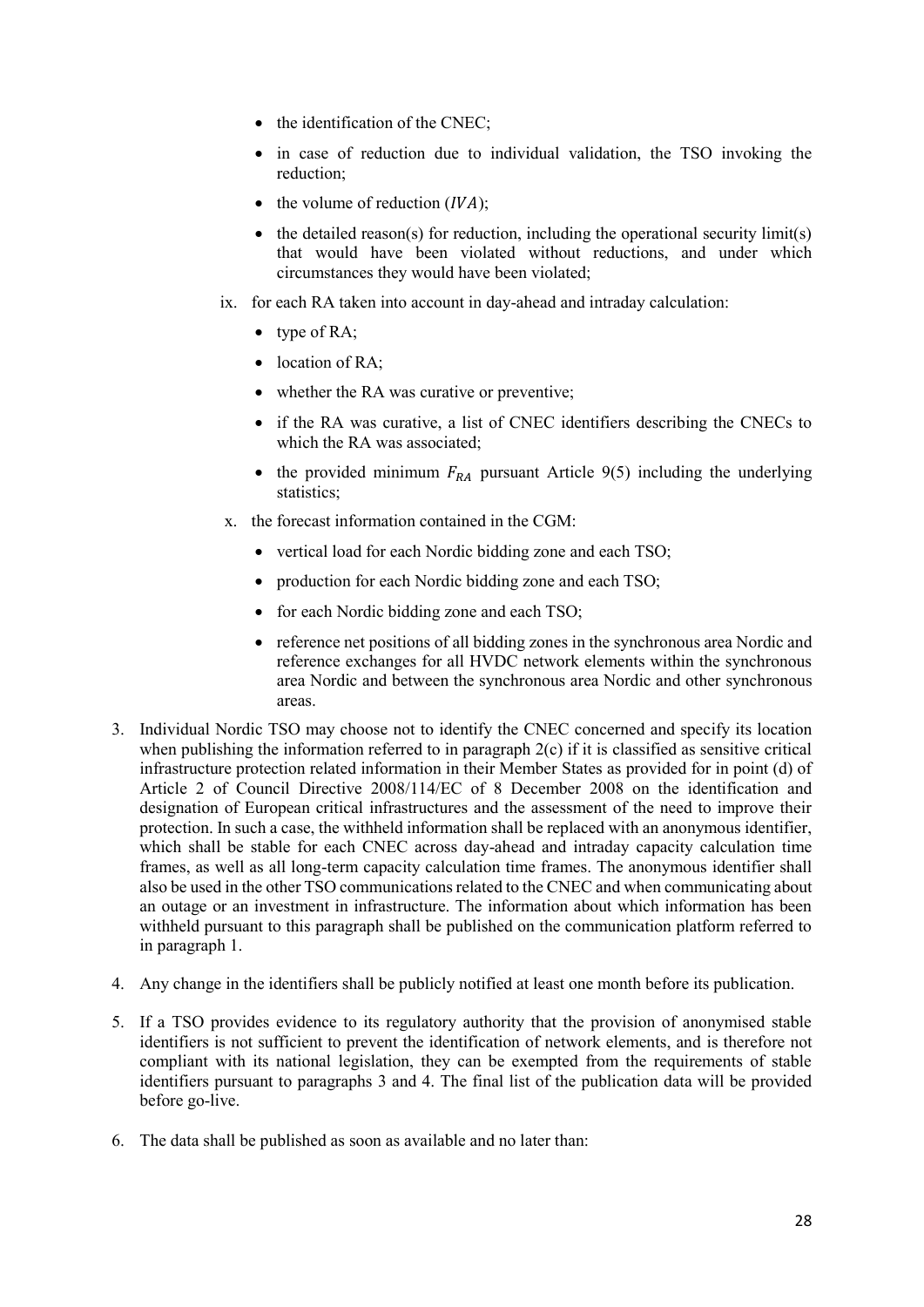- the identification of the CNEC;
- in case of reduction due to individual validation, the TSO invoking the reduction;
- the volume of reduction ($IVA$);
- the detailed reason(s) for reduction, including the operational security limit(s) that would have been violated without reductions, and under which circumstances they would have been violated;

ix. for each RA taken into account in day-ahead and intraday calculation:

- type of RA;
- location of RA;
- whether the RA was curative or preventive;
- if the RA was curative, a list of CNEC identifiers describing the CNECs to which the RA was associated;
- the provided minimum $F_{RA}$ pursuant Article 9(5) including the underlying statistics;

x. the forecast information contained in the CGM:

- vertical load for each Nordic bidding zone and each TSO;
- production for each Nordic bidding zone and each TSO;
- for each Nordic bidding zone and each TSO;
- reference net positions of all bidding zones in the synchronous area Nordic and reference exchanges for all HVDC network elements within the synchronous area Nordic and between the synchronous area Nordic and other synchronous areas.

3. Individual Nordic TSO may choose not to identify the CNEC concerned and specify its location when publishing the information referred to in paragraph 2(c) if it is classified as sensitive critical infrastructure protection related information in their Member States as provided for in point (d) of Article 2 of Council Directive 2008/114/EC of 8 December 2008 on the identification and designation of European critical infrastructures and the assessment of the need to improve their protection. In such a case, the withheld information shall be replaced with an anonymous identifier, which shall be stable for each CNEC across day-ahead and intraday capacity calculation time frames, as well as all long-term capacity calculation time frames. The anonymous identifier shall also be used in the other TSO communications related to the CNEC and when communicating about an outage or an investment in infrastructure. The information about which information has been withheld pursuant to this paragraph shall be published on the communication platform referred to in paragraph 1.

4. Any change in the identifiers shall be publicly notified at least one month before its publication.

5. If a TSO provides evidence to its regulatory authority that the provision of anonymised stable identifiers is not sufficient to prevent the identification of network elements, and is therefore not compliant with its national legislation, they can be exempted from the requirements of stable identifiers pursuant to paragraphs 3 and 4. The final list of the publication data will be provided before go-live.

6. The data shall be published as soon as available and no later than: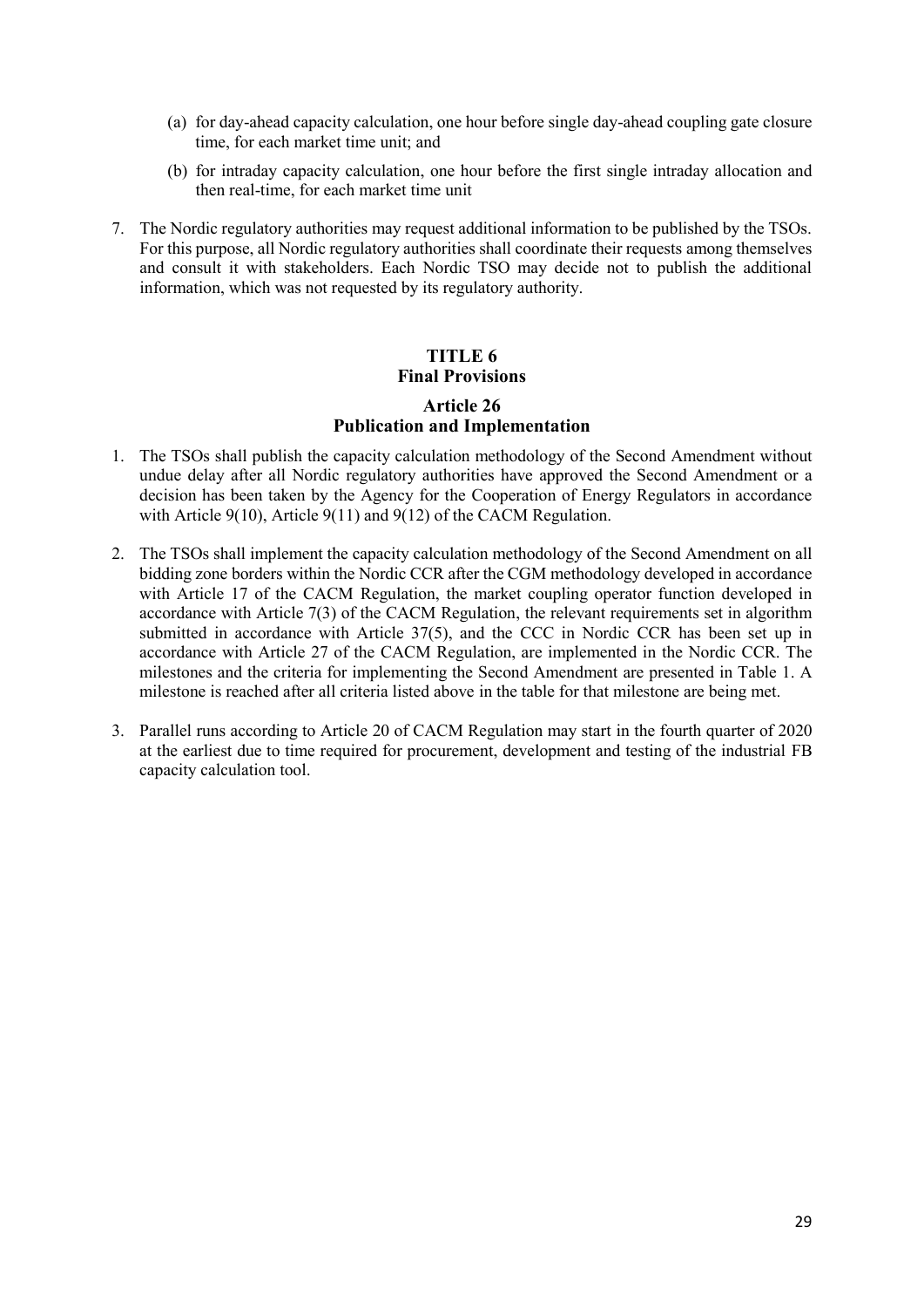(a) for day-ahead capacity calculation, one hour before single day-ahead coupling gate closure time, for each market time unit; and

(b) for intraday capacity calculation, one hour before the first single intraday allocation and then real-time, for each market time unit

7. The Nordic regulatory authorities may request additional information to be published by the TSOs. For this purpose, all Nordic regulatory authorities shall coordinate their requests among themselves and consult it with stakeholders. Each Nordic TSO may decide not to publish the additional information, which was not requested by its regulatory authority.

# TITLE 6
# Final Provisions

## Article 26
## Publication and Implementation

1. The TSOs shall publish the capacity calculation methodology of the Second Amendment without undue delay after all Nordic regulatory authorities have approved the Second Amendment or a decision has been taken by the Agency for the Cooperation of Energy Regulators in accordance with Article 9(10), Article 9(11) and 9(12) of the CACM Regulation.

2. The TSOs shall implement the capacity calculation methodology of the Second Amendment on all bidding zone borders within the Nordic CCR after the CGM methodology developed in accordance with Article 17 of the CACM Regulation, the market coupling operator function developed in accordance with Article 7(3) of the CACM Regulation, the relevant requirements set in algorithm submitted in accordance with Article 37(5), and the CCC in Nordic CCR has been set up in accordance with Article 27 of the CACM Regulation, are implemented in the Nordic CCR. The milestones and the criteria for implementing the Second Amendment are presented in Table 1. A milestone is reached after all criteria listed above in the table for that milestone are being met.

3. Parallel runs according to Article 20 of CACM Regulation may start in the fourth quarter of 2020 at the earliest due to time required for procurement, development and testing of the industrial FB capacity calculation tool.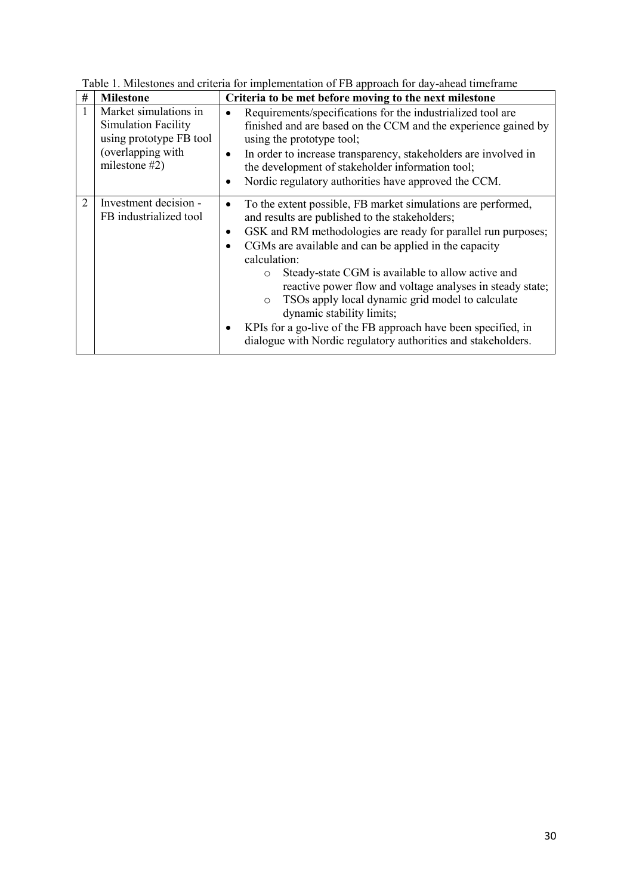Table 1. Milestones and criteria for implementation of FB approach for day-ahead timeframe

| # | Milestone | Criteria to be met before moving to the next milestone |
|---|---|---|
| 1 | Market simulations in Simulation Facility using prototype FB tool (overlapping with milestone #2) | • Requirements/specifications for the industrialized tool are finished and are based on the CCM and the experience gained by using the prototype tool;<br>• In order to increase transparency, stakeholders are involved in the development of stakeholder information tool;<br>• Nordic regulatory authorities have approved the CCM. |
| 2 | Investment decision - FB industrialized tool | • To the extent possible, FB market simulations are performed, and results are published to the stakeholders;<br>• GSK and RM methodologies are ready for parallel run purposes;<br>• CGMs are available and can be applied in the capacity calculation:<br>&nbsp;&nbsp;&nbsp;&nbsp;○ Steady-state CGM is available to allow active and reactive power flow and voltage analyses in steady state;<br>&nbsp;&nbsp;&nbsp;&nbsp;○ TSOs apply local dynamic grid model to calculate dynamic stability limits;<br>• KPIs for a go-live of the FB approach have been specified, in dialogue with Nordic regulatory authorities and stakeholders. |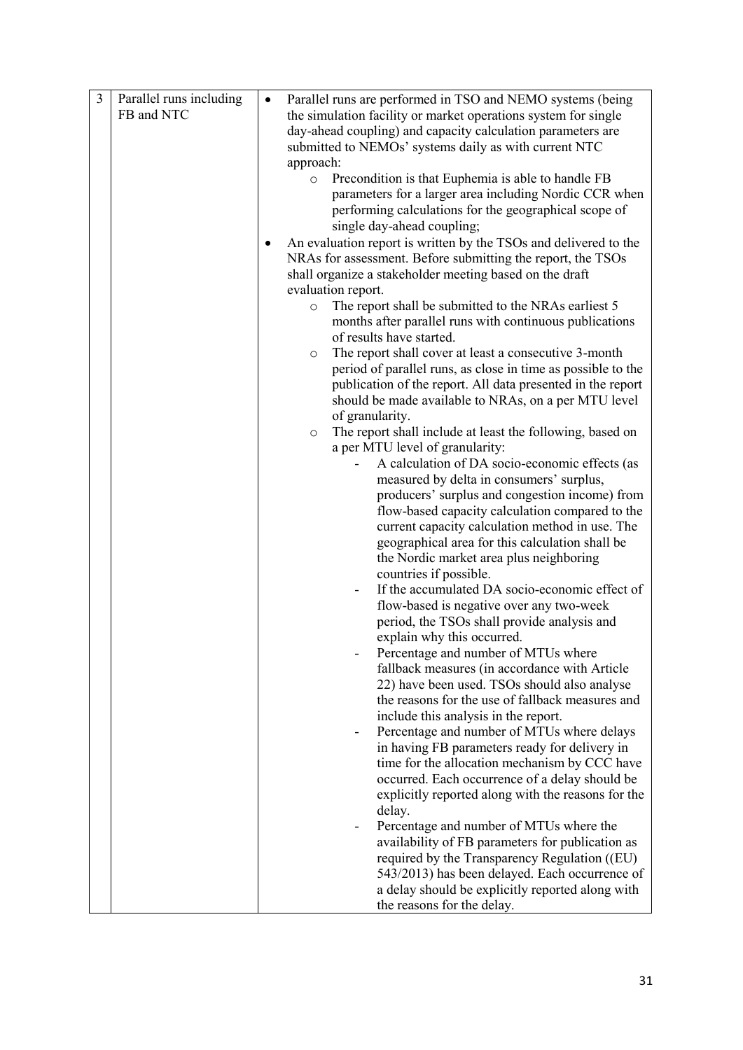| 3 | Parallel runs including FB and NTC | <ul><li>Parallel runs are performed in TSO and NEMO systems (being the simulation facility or market operations system for single day-ahead coupling) and capacity calculation parameters are submitted to NEMOs' systems daily as with current NTC approach:<ul><li>Precondition is that Euphemia is able to handle FB parameters for a larger area including Nordic CCR when performing calculations for the geographical scope of single day-ahead coupling;</li></ul></li><li>An evaluation report is written by the TSOs and delivered to the NRAs for assessment. Before submitting the report, the TSOs shall organize a stakeholder meeting based on the draft evaluation report.<ul><li>The report shall be submitted to the NRAs earliest 5 months after parallel runs with continuous publications of results have started.</li><li>The report shall cover at least a consecutive 3-month period of parallel runs, as close in time as possible to the publication of the report. All data presented in the report should be made available to NRAs, on a per MTU level of granularity.</li><li>The report shall include at least the following, based on a per MTU level of granularity:<br>- A calculation of DA socio-economic effects (as measured by delta in consumers' surplus, producers' surplus and congestion income) from flow-based capacity calculation compared to the current capacity calculation method in use. The geographical area for this calculation shall be the Nordic market area plus neighboring countries if possible.<br>- If the accumulated DA socio-economic effect of flow-based is negative over any two-week period, the TSOs shall provide analysis and explain why this occurred.<br>- Percentage and number of MTUs where fallback measures (in accordance with Article 22) have been used. TSOs should also analyse the reasons for the use of fallback measures and include this analysis in the report.<br>- Percentage and number of MTUs where delays in having FB parameters ready for delivery in time for the allocation mechanism by CCC have occurred. Each occurrence of a delay should be explicitly reported along with the reasons for the delay.<br>- Percentage and number of MTUs where the availability of FB parameters for publication as required by the Transparency Regulation ((EU) 543/2013) has been delayed. Each occurrence of a delay should be explicitly reported along with the reasons for the delay.</li></ul></li></ul> |
|---|---|---|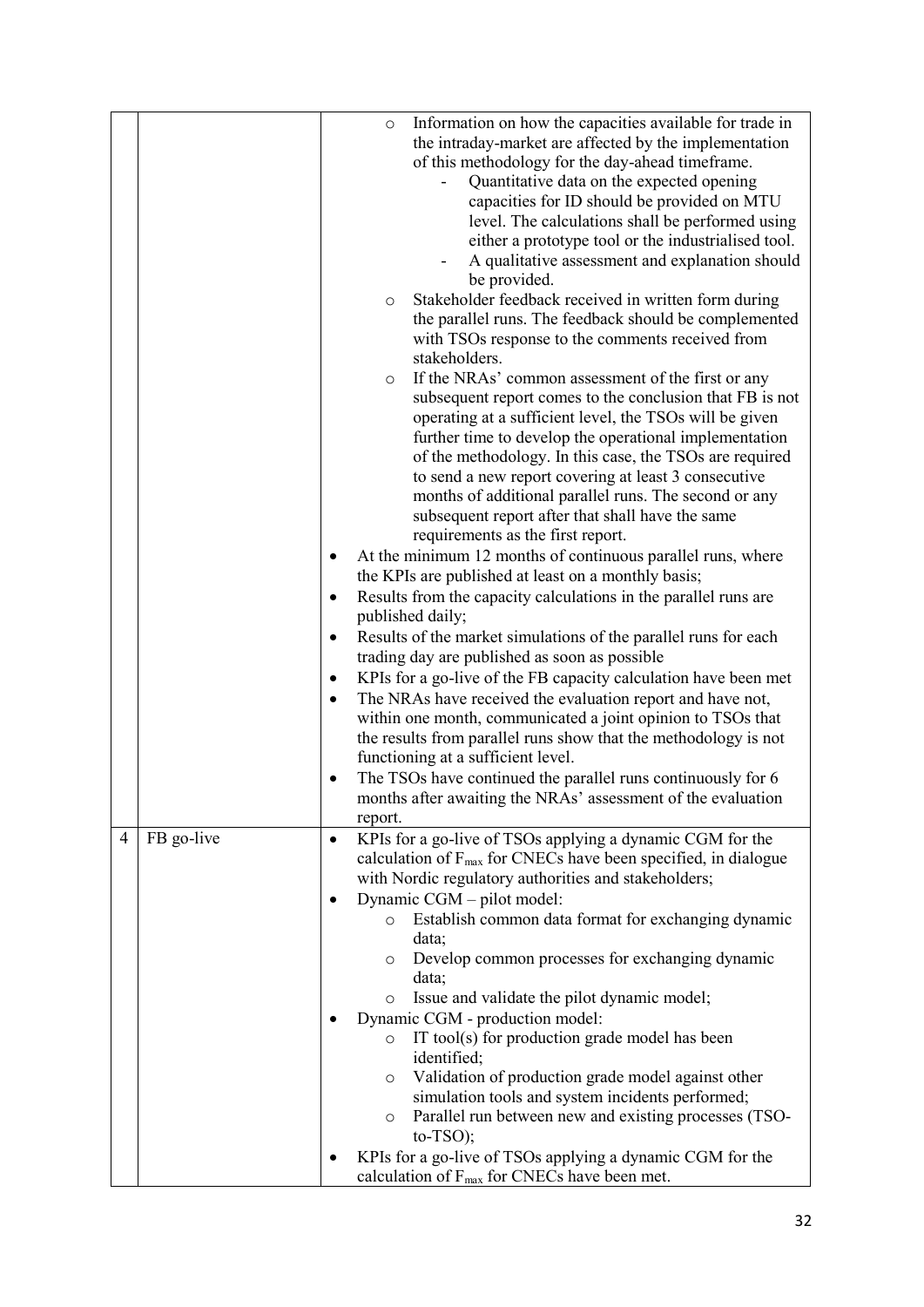| | | |
|---|---|---|
| | | ◦ Information on how the capacities available for trade in the intraday-market are affected by the implementation of this methodology for the day-ahead timeframe.<br>  - Quantitative data on the expected opening capacities for ID should be provided on MTU level. The calculations shall be performed using either a prototype tool or the industrialised tool.<br>  - A qualitative assessment and explanation should be provided.<br>◦ Stakeholder feedback received in written form during the parallel runs. The feedback should be complemented with TSOs response to the comments received from stakeholders.<br>◦ If the NRAs' common assessment of the first or any subsequent report comes to the conclusion that FB is not operating at a sufficient level, the TSOs will be given further time to develop the operational implementation of the methodology. In this case, the TSOs are required to send a new report covering at least 3 consecutive months of additional parallel runs. The second or any subsequent report after that shall have the same requirements as the first report.<br>• At the minimum 12 months of continuous parallel runs, where the KPIs are published at least on a monthly basis;<br>• Results from the capacity calculations in the parallel runs are published daily;<br>• Results of the market simulations of the parallel runs for each trading day are published as soon as possible<br>• KPIs for a go-live of the FB capacity calculation have been met<br>• The NRAs have received the evaluation report and have not, within one month, communicated a joint opinion to TSOs that the results from parallel runs show that the methodology is not functioning at a sufficient level.<br>• The TSOs have continued the parallel runs continuously for 6 months after awaiting the NRAs' assessment of the evaluation report. |
| 4 | FB go-live | • KPIs for a go-live of TSOs applying a dynamic CGM for the calculation of $F_{max}$ for CNECs have been specified, in dialogue with Nordic regulatory authorities and stakeholders;<br>• Dynamic CGM – pilot model:<br>  ◦ Establish common data format for exchanging dynamic data;<br>  ◦ Develop common processes for exchanging dynamic data;<br>  ◦ Issue and validate the pilot dynamic model;<br>• Dynamic CGM - production model:<br>  ◦ IT tool(s) for production grade model has been identified;<br>  ◦ Validation of production grade model against other simulation tools and system incidents performed;<br>  ◦ Parallel run between new and existing processes (TSO-to-TSO);<br>• KPIs for a go-live of TSOs applying a dynamic CGM for the calculation of $F_{max}$ for CNECs have been met. |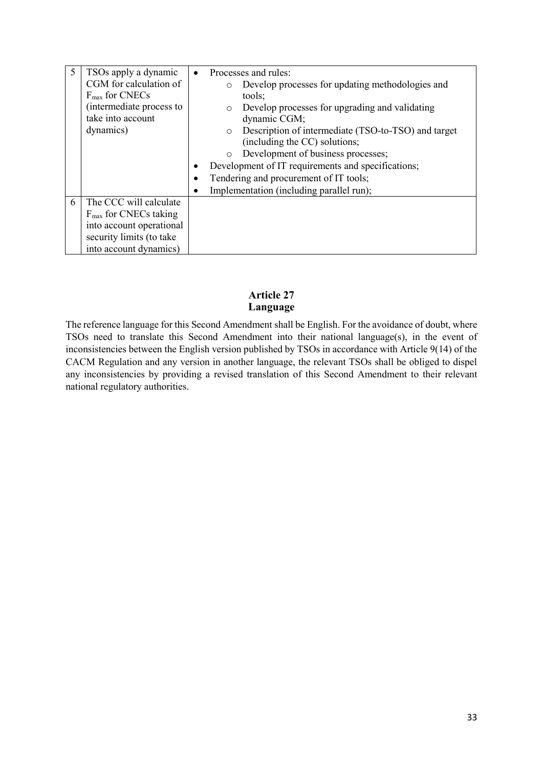| | | |
|---|---|---|
| 5 | TSOs apply a dynamic CGM for calculation of $F_{max}$ for CNECs (intermediate process to take into account dynamics) | • Processes and rules:<br>  ○ Develop processes for updating methodologies and tools;<br>  ○ Develop processes for upgrading and validating dynamic CGM;<br>  ○ Description of intermediate (TSO-to-TSO) and target (including the CC) solutions;<br>  ○ Development of business processes;<br>• Development of IT requirements and specifications;<br>• Tendering and procurement of IT tools;<br>• Implementation (including parallel run); |
| 6 | The CCC will calculate $F_{max}$ for CNECs taking into account operational security limits (to take into account dynamics) | |

## Article 27
## Language

The reference language for this Second Amendment shall be English. For the avoidance of doubt, where TSOs need to translate this Second Amendment into their national language(s), in the event of inconsistencies between the English version published by TSOs in accordance with Article 9(14) of the CACM Regulation and any version in another language, the relevant TSOs shall be obliged to dispel any inconsistencies by providing a revised translation of this Second Amendment to their relevant national regulatory authorities.